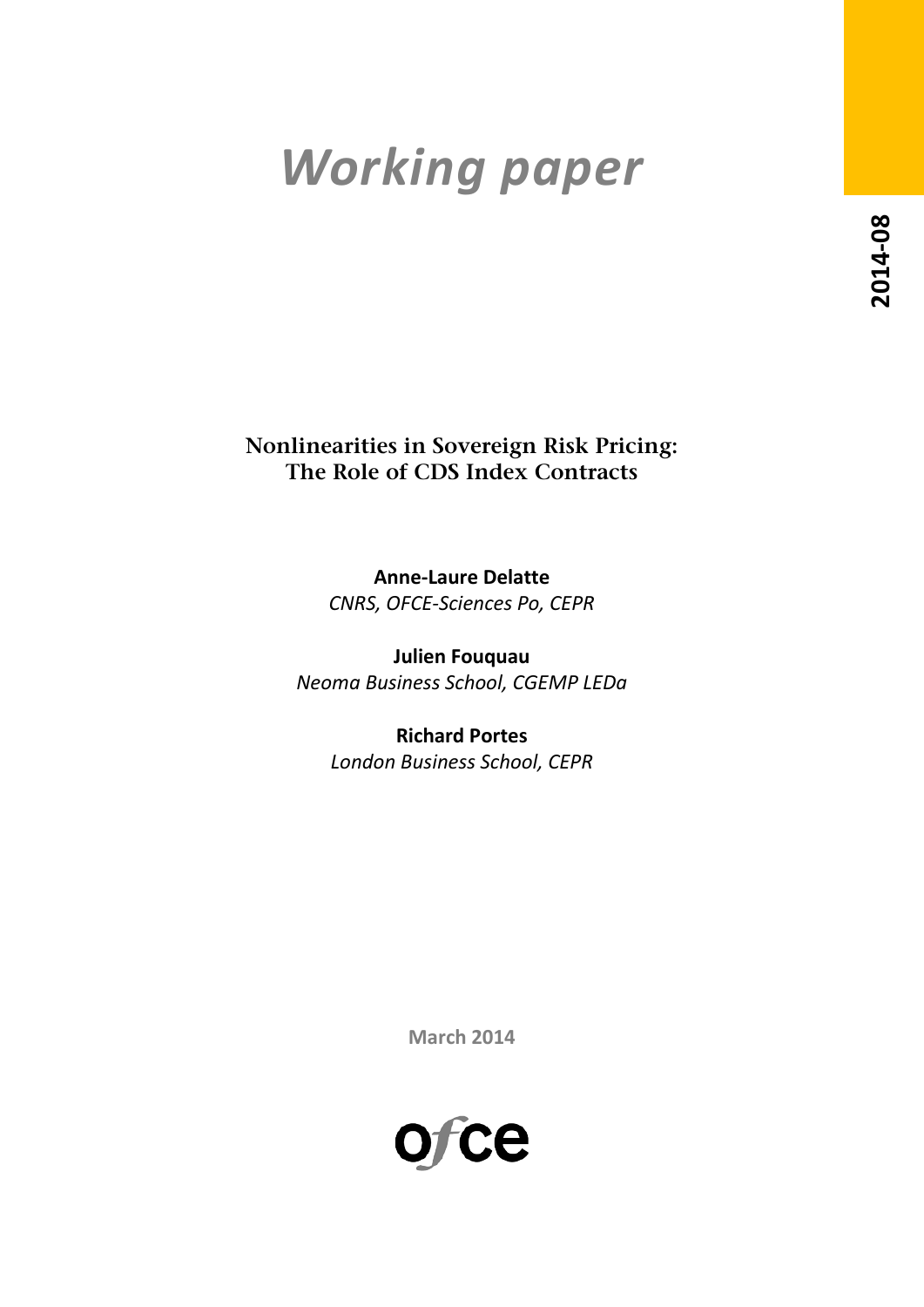# Working paper

2014-08

## Nonlinearities in Sovereign Risk Pricing: The Role of CDS Index Contracts

**Anne-Laure Delatte**
*CNRS, OFCE-Sciences Po, CEPR*

**Julien Fouquau**
*Neoma Business School, CGEMP LEDa*

**Richard Portes**
*London Business School, CEPR*

March 2014

ofce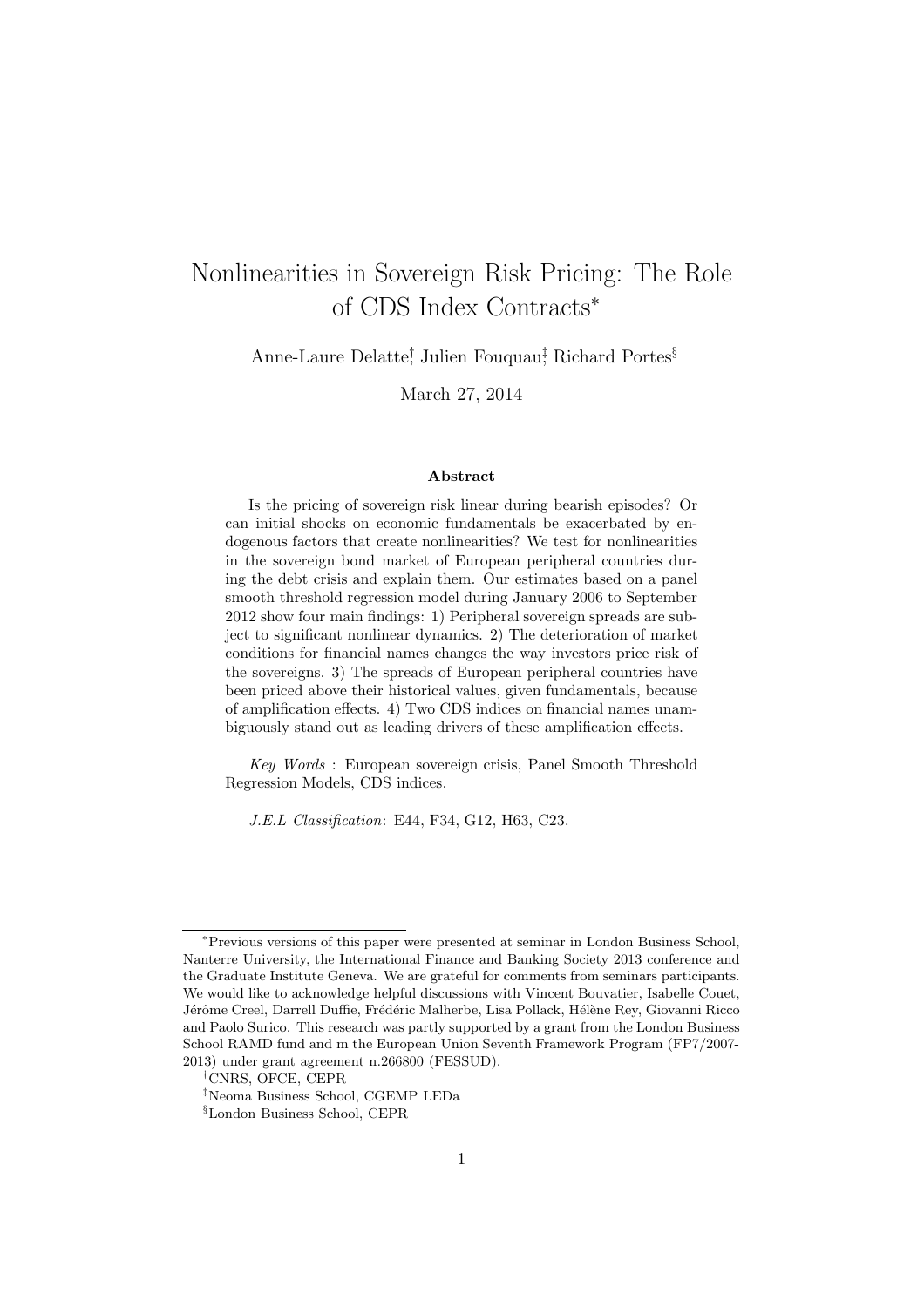# Nonlinearities in Sovereign Risk Pricing: The Role of CDS Index Contracts[*]

Anne-Laure Delatte[†], Julien Fouquau[‡], Richard Portes[§]

March 27, 2014

### Abstract

Is the pricing of sovereign risk linear during bearish episodes? Or can initial shocks on economic fundamentals be exacerbated by endogenous factors that create nonlinearities? We test for nonlinearities in the sovereign bond market of European peripheral countries during the debt crisis and explain them. Our estimates based on a panel smooth threshold regression model during January 2006 to September 2012 show four main findings: 1) Peripheral sovereign spreads are subject to significant nonlinear dynamics. 2) The deterioration of market conditions for financial names changes the way investors price risk of the sovereigns. 3) The spreads of European peripheral countries have been priced above their historical values, given fundamentals, because of amplification effects. 4) Two CDS indices on financial names unambiguously stand out as leading drivers of these amplification effects.

*Key Words* : European sovereign crisis, Panel Smooth Threshold Regression Models, CDS indices.

*J.E.L Classification*: E44, F34, G12, H63, C23.

---

[*]Previous versions of this paper were presented at seminar in London Business School, Nanterre University, the International Finance and Banking Society 2013 conference and the Graduate Institute Geneva. We are grateful for comments from seminars participants. We would like to acknowledge helpful discussions with Vincent Bouvatier, Isabelle Couet, Jérôme Creel, Darrell Duffie, Frédéric Malherbe, Lisa Pollack, Hélène Rey, Giovanni Ricco and Paolo Surico. This research was partly supported by a grant from the London Business School RAMD fund and m the European Union Seventh Framework Program (FP7/2007-2013) under grant agreement n.266800 (FESSUD).

[†]CNRS, OFCE, CEPR

[‡]Neoma Business School, CGEMP LEDa

[§]London Business School, CEPR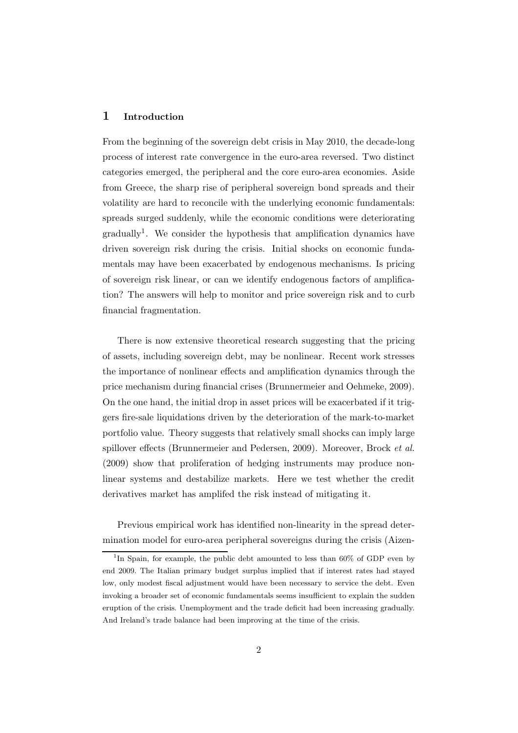# 1 Introduction

From the beginning of the sovereign debt crisis in May 2010, the decade-long process of interest rate convergence in the euro-area reversed. Two distinct categories emerged, the peripheral and the core euro-area economies. Aside from Greece, the sharp rise of peripheral sovereign bond spreads and their volatility are hard to reconcile with the underlying economic fundamentals: spreads surged suddenly, while the economic conditions were deteriorating gradually[1]. We consider the hypothesis that amplification dynamics have driven sovereign risk during the crisis. Initial shocks on economic fundamentals may have been exacerbated by endogenous mechanisms. Is pricing of sovereign risk linear, or can we identify endogenous factors of amplification? The answers will help to monitor and price sovereign risk and to curb financial fragmentation.

There is now extensive theoretical research suggesting that the pricing of assets, including sovereign debt, may be nonlinear. Recent work stresses the importance of nonlinear effects and amplification dynamics through the price mechanism during financial crises (Brunnermeier and Oehmeke, 2009). On the one hand, the initial drop in asset prices will be exacerbated if it triggers fire-sale liquidations driven by the deterioration of the mark-to-market portfolio value. Theory suggests that relatively small shocks can imply large spillover effects (Brunnermeier and Pedersen, 2009). Moreover, Brock *et al.* (2009) show that proliferation of hedging instruments may produce nonlinear systems and destabilize markets. Here we test whether the credit derivatives market has amplifed the risk instead of mitigating it.

Previous empirical work has identified non-linearity in the spread determination model for euro-area peripheral sovereigns during the crisis (Aizen-

[1] In Spain, for example, the public debt amounted to less than 60% of GDP even by end 2009. The Italian primary budget surplus implied that if interest rates had stayed low, only modest fiscal adjustment would have been necessary to service the debt. Even invoking a broader set of economic fundamentals seems insufficient to explain the sudden eruption of the crisis. Unemployment and the trade deficit had been increasing gradually. And Ireland's trade balance had been improving at the time of the crisis.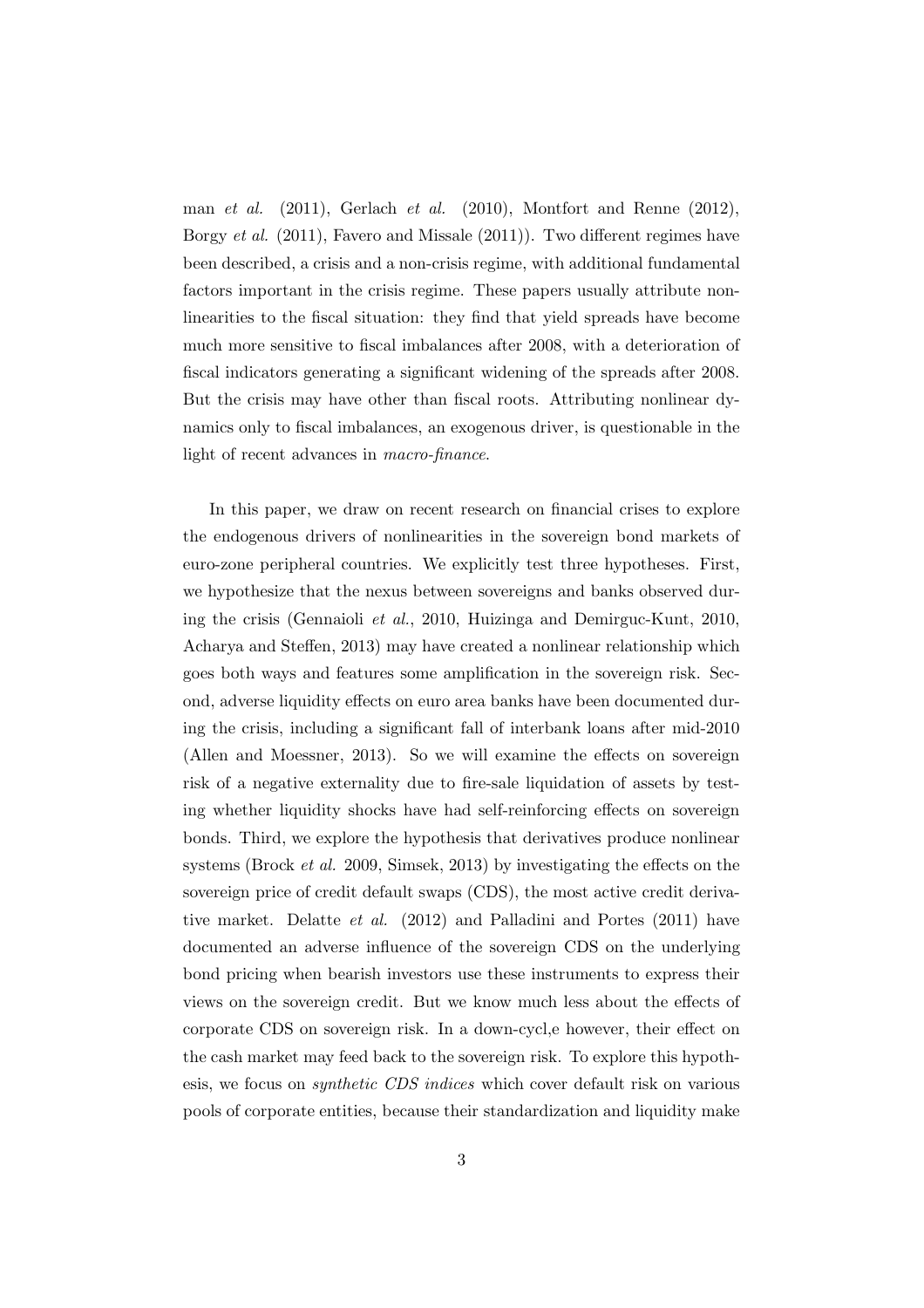man *et al.* (2011), Gerlach *et al.* (2010), Montfort and Renne (2012), Borgy *et al.* (2011), Favero and Missale (2011)). Two different regimes have been described, a crisis and a non-crisis regime, with additional fundamental factors important in the crisis regime. These papers usually attribute nonlinearities to the fiscal situation: they find that yield spreads have become much more sensitive to fiscal imbalances after 2008, with a deterioration of fiscal indicators generating a significant widening of the spreads after 2008. But the crisis may have other than fiscal roots. Attributing nonlinear dynamics only to fiscal imbalances, an exogenous driver, is questionable in the light of recent advances in *macro-finance*.

In this paper, we draw on recent research on financial crises to explore the endogenous drivers of nonlinearities in the sovereign bond markets of euro-zone peripheral countries. We explicitly test three hypotheses. First, we hypothesize that the nexus between sovereigns and banks observed during the crisis (Gennaioli *et al.*, 2010, Huizinga and Demirguc-Kunt, 2010, Acharya and Steffen, 2013) may have created a nonlinear relationship which goes both ways and features some amplification in the sovereign risk. Second, adverse liquidity effects on euro area banks have been documented during the crisis, including a significant fall of interbank loans after mid-2010 (Allen and Moessner, 2013). So we will examine the effects on sovereign risk of a negative externality due to fire-sale liquidation of assets by testing whether liquidity shocks have had self-reinforcing effects on sovereign bonds. Third, we explore the hypothesis that derivatives produce nonlinear systems (Brock *et al.* 2009, Simsek, 2013) by investigating the effects on the sovereign price of credit default swaps (CDS), the most active credit derivative market. Delatte *et al.* (2012) and Palladini and Portes (2011) have documented an adverse influence of the sovereign CDS on the underlying bond pricing when bearish investors use these instruments to express their views on the sovereign credit. But we know much less about the effects of corporate CDS on sovereign risk. In a down-cycl,e however, their effect on the cash market may feed back to the sovereign risk. To explore this hypothesis, we focus on *synthetic CDS indices* which cover default risk on various pools of corporate entities, because their standardization and liquidity make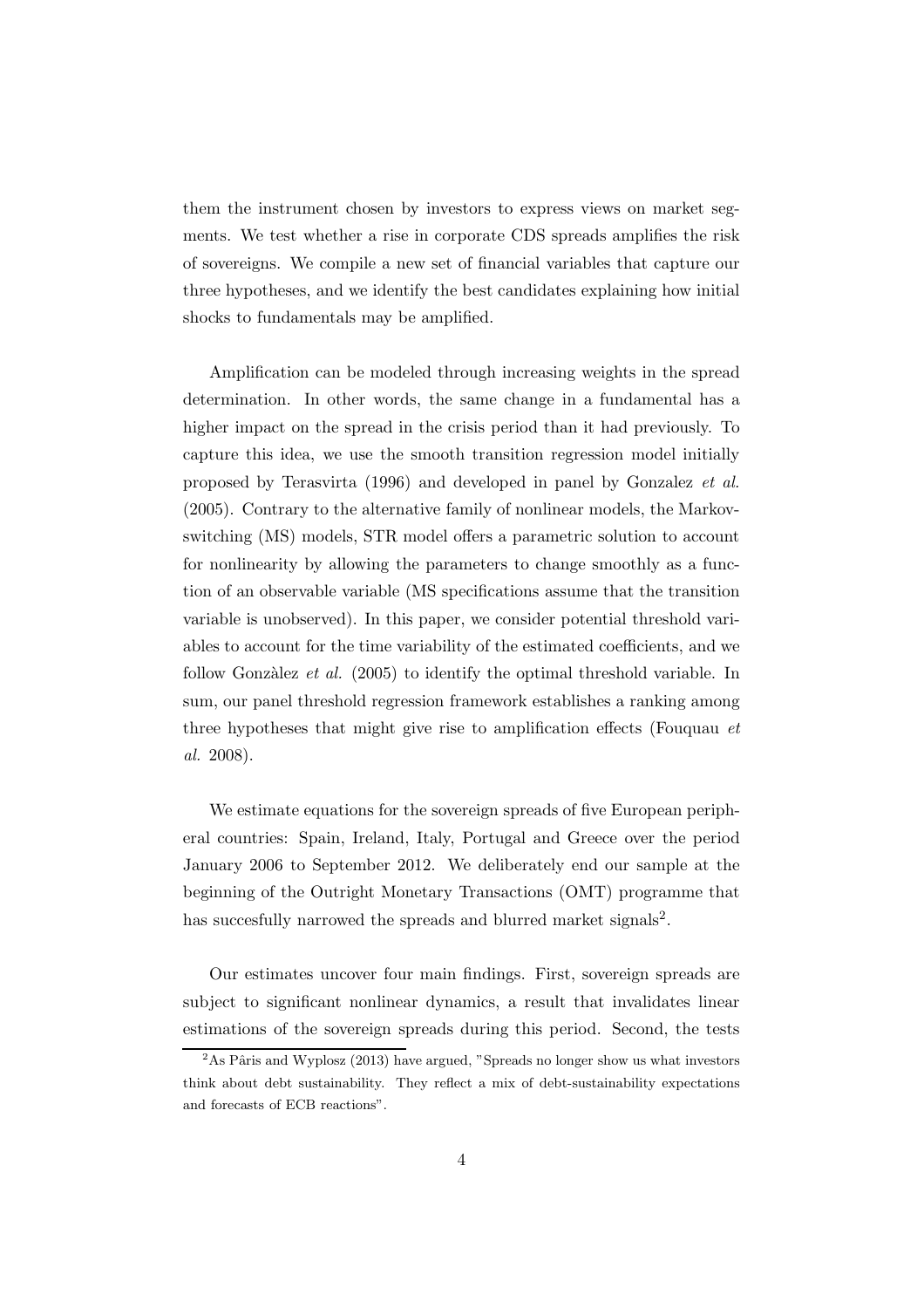them the instrument chosen by investors to express views on market segments. We test whether a rise in corporate CDS spreads amplifies the risk of sovereigns. We compile a new set of financial variables that capture our three hypotheses, and we identify the best candidates explaining how initial shocks to fundamentals may be amplified.

Amplification can be modeled through increasing weights in the spread determination. In other words, the same change in a fundamental has a higher impact on the spread in the crisis period than it had previously. To capture this idea, we use the smooth transition regression model initially proposed by Terasvirta (1996) and developed in panel by Gonzalez *et al.* (2005). Contrary to the alternative family of nonlinear models, the Markov-switching (MS) models, STR model offers a parametric solution to account for nonlinearity by allowing the parameters to change smoothly as a function of an observable variable (MS specifications assume that the transition variable is unobserved). In this paper, we consider potential threshold variables to account for the time variability of the estimated coefficients, and we follow Gonzàlez *et al.* (2005) to identify the optimal threshold variable. In sum, our panel threshold regression framework establishes a ranking among three hypotheses that might give rise to amplification effects (Fouquau *et al.* 2008).

We estimate equations for the sovereign spreads of five European peripheral countries: Spain, Ireland, Italy, Portugal and Greece over the period January 2006 to September 2012. We deliberately end our sample at the beginning of the Outright Monetary Transactions (OMT) programme that has succesfully narrowed the spreads and blurred market signals[2].

Our estimates uncover four main findings. First, sovereign spreads are subject to significant nonlinear dynamics, a result that invalidates linear estimations of the sovereign spreads during this period. Second, the tests

[2] As Pâris and Wyplosz (2013) have argued, "Spreads no longer show us what investors think about debt sustainability. They reflect a mix of debt-sustainability expectations and forecasts of ECB reactions".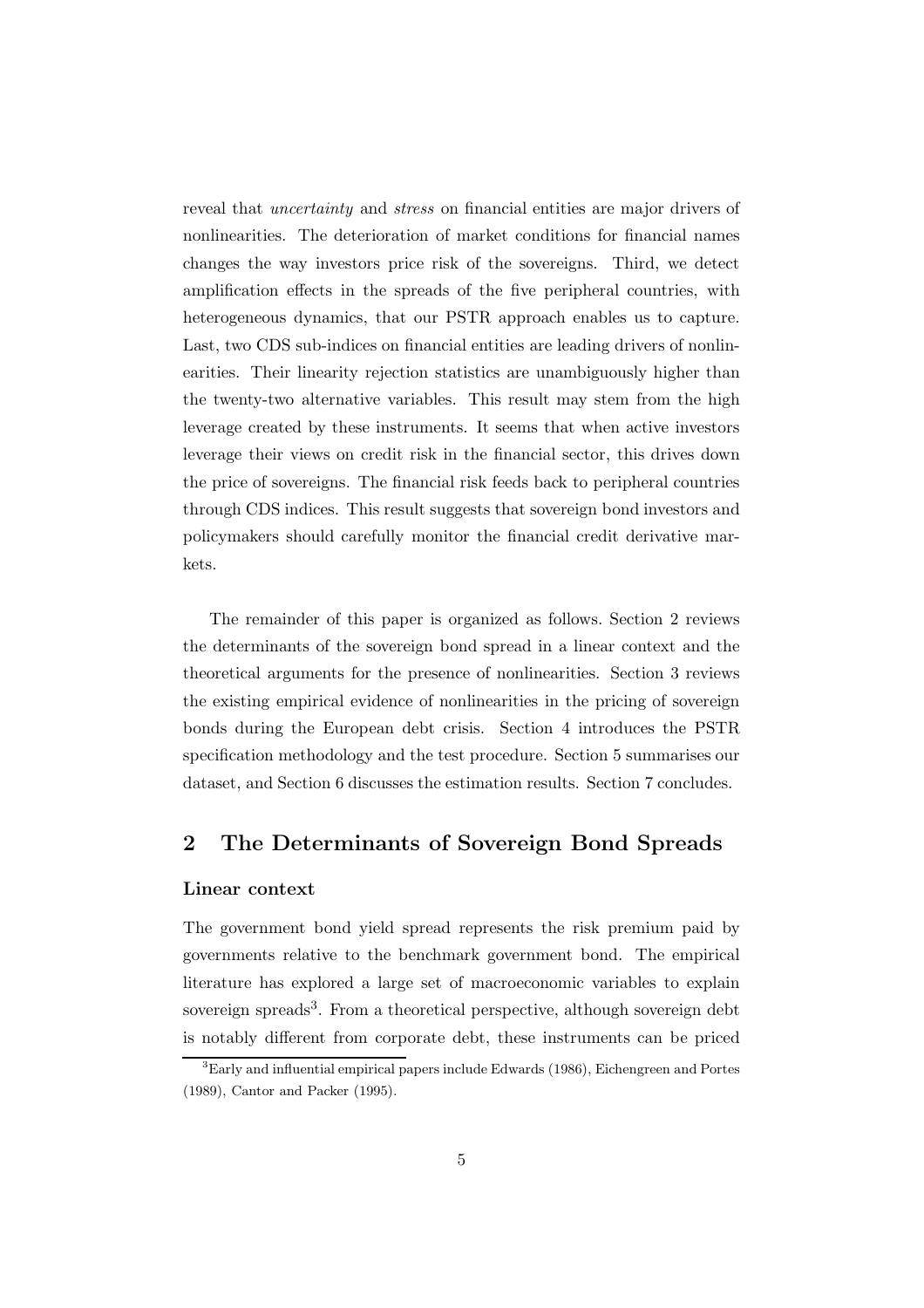reveal that *uncertainty* and *stress* on financial entities are major drivers of nonlinearities. The deterioration of market conditions for financial names changes the way investors price risk of the sovereigns. Third, we detect amplification effects in the spreads of the five peripheral countries, with heterogeneous dynamics, that our PSTR approach enables us to capture. Last, two CDS sub-indices on financial entities are leading drivers of nonlinearities. Their linearity rejection statistics are unambiguously higher than the twenty-two alternative variables. This result may stem from the high leverage created by these instruments. It seems that when active investors leverage their views on credit risk in the financial sector, this drives down the price of sovereigns. The financial risk feeds back to peripheral countries through CDS indices. This result suggests that sovereign bond investors and policymakers should carefully monitor the financial credit derivative markets.

The remainder of this paper is organized as follows. Section 2 reviews the determinants of the sovereign bond spread in a linear context and the theoretical arguments for the presence of nonlinearities. Section 3 reviews the existing empirical evidence of nonlinearities in the pricing of sovereign bonds during the European debt crisis. Section 4 introduces the PSTR specification methodology and the test procedure. Section 5 summarises our dataset, and Section 6 discusses the estimation results. Section 7 concludes.

## 2 The Determinants of Sovereign Bond Spreads

### Linear context

The government bond yield spread represents the risk premium paid by governments relative to the benchmark government bond. The empirical literature has explored a large set of macroeconomic variables to explain sovereign spreads[3]. From a theoretical perspective, although sovereign debt is notably different from corporate debt, these instruments can be priced

[3] Early and influential empirical papers include Edwards (1986), Eichengreen and Portes (1989), Cantor and Packer (1995).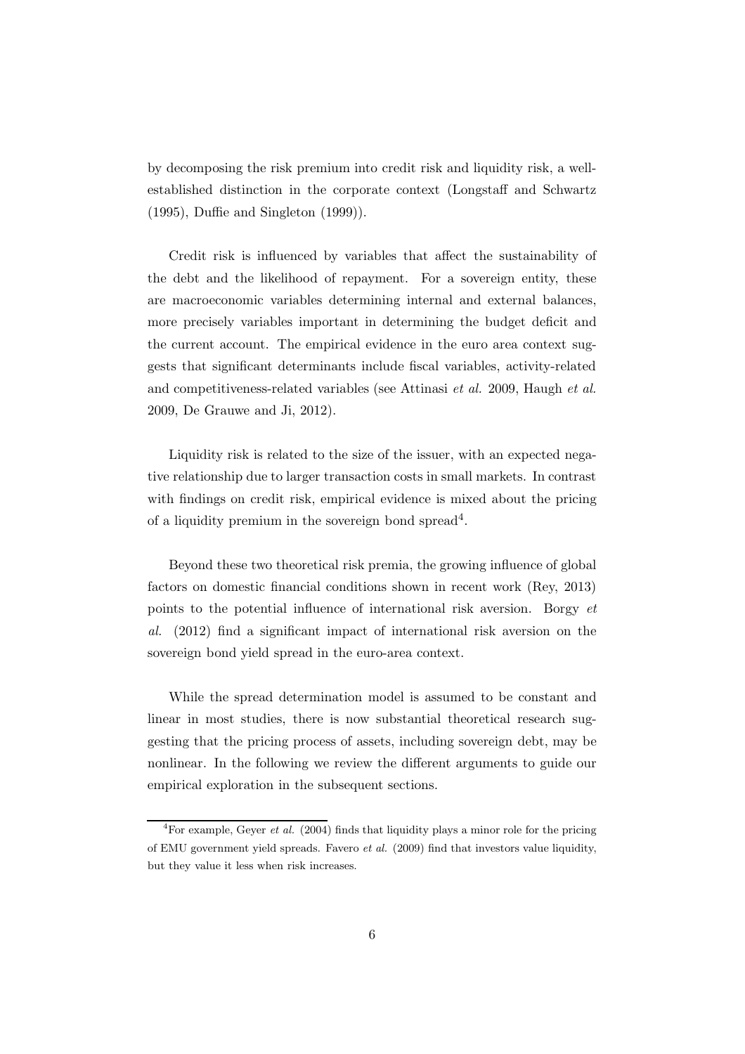by decomposing the risk premium into credit risk and liquidity risk, a well-established distinction in the corporate context (Longstaff and Schwartz (1995), Duffie and Singleton (1999)).

Credit risk is influenced by variables that affect the sustainability of the debt and the likelihood of repayment. For a sovereign entity, these are macroeconomic variables determining internal and external balances, more precisely variables important in determining the budget deficit and the current account. The empirical evidence in the euro area context suggests that significant determinants include fiscal variables, activity-related and competitiveness-related variables (see Attinasi *et al.* 2009, Haugh *et al.* 2009, De Grauwe and Ji, 2012).

Liquidity risk is related to the size of the issuer, with an expected negative relationship due to larger transaction costs in small markets. In contrast with findings on credit risk, empirical evidence is mixed about the pricing of a liquidity premium in the sovereign bond spread[4].

Beyond these two theoretical risk premia, the growing influence of global factors on domestic financial conditions shown in recent work (Rey, 2013) points to the potential influence of international risk aversion. Borgy *et al.* (2012) find a significant impact of international risk aversion on the sovereign bond yield spread in the euro-area context.

While the spread determination model is assumed to be constant and linear in most studies, there is now substantial theoretical research suggesting that the pricing process of assets, including sovereign debt, may be nonlinear. In the following we review the different arguments to guide our empirical exploration in the subsequent sections.

[4]For example, Geyer *et al.* (2004) finds that liquidity plays a minor role for the pricing of EMU government yield spreads. Favero *et al.* (2009) find that investors value liquidity, but they value it less when risk increases.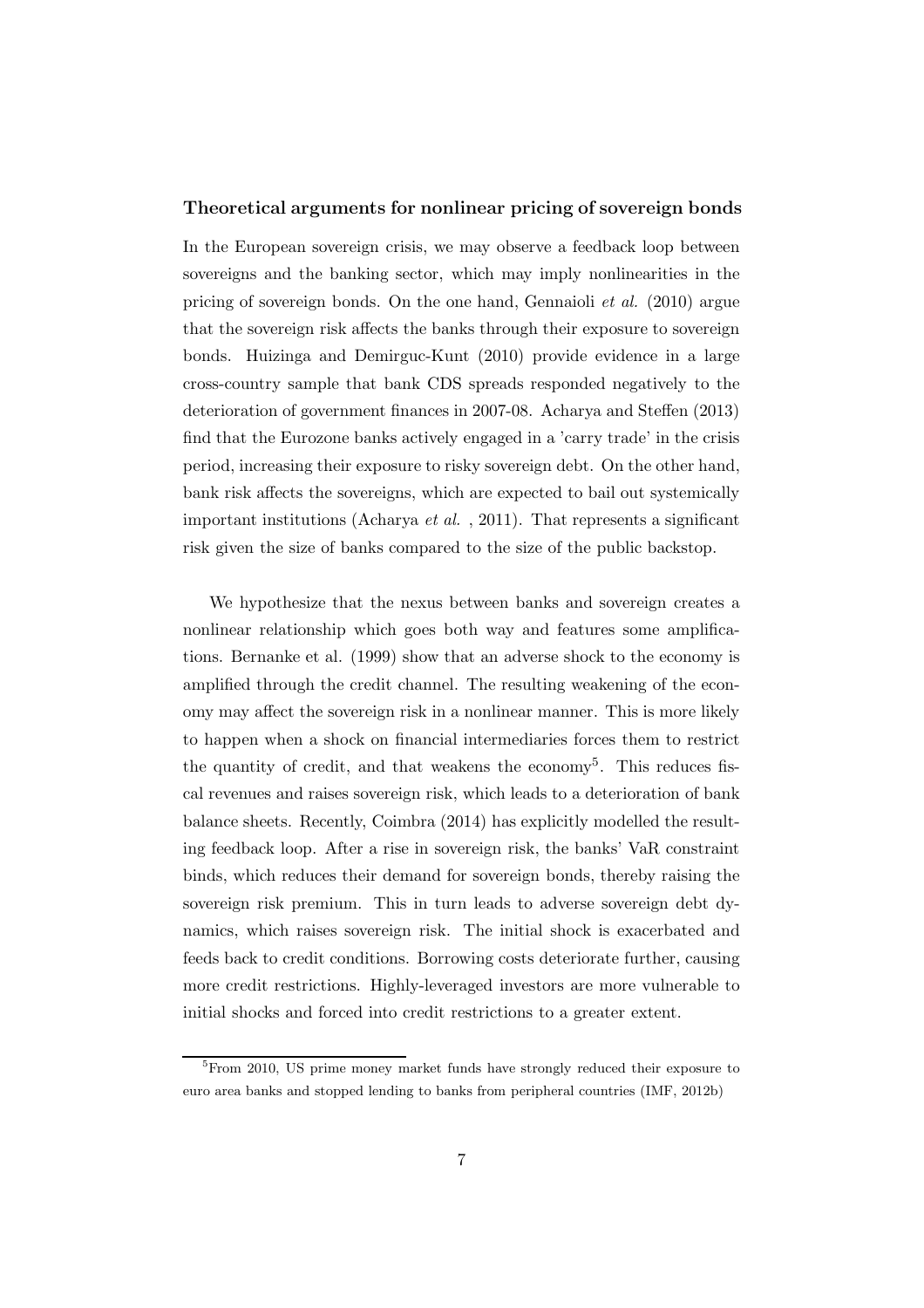**Theoretical arguments for nonlinear pricing of sovereign bonds**

In the European sovereign crisis, we may observe a feedback loop between sovereigns and the banking sector, which may imply nonlinearities in the pricing of sovereign bonds. On the one hand, Gennaioli *et al.* (2010) argue that the sovereign risk affects the banks through their exposure to sovereign bonds. Huizinga and Demirguc-Kunt (2010) provide evidence in a large cross-country sample that bank CDS spreads responded negatively to the deterioration of government finances in 2007-08. Acharya and Steffen (2013) find that the Eurozone banks actively engaged in a 'carry trade' in the crisis period, increasing their exposure to risky sovereign debt. On the other hand, bank risk affects the sovereigns, which are expected to bail out systemically important institutions (Acharya *et al.* , 2011). That represents a significant risk given the size of banks compared to the size of the public backstop.

We hypothesize that the nexus between banks and sovereign creates a nonlinear relationship which goes both way and features some amplifications. Bernanke et al. (1999) show that an adverse shock to the economy is amplified through the credit channel. The resulting weakening of the economy may affect the sovereign risk in a nonlinear manner. This is more likely to happen when a shock on financial intermediaries forces them to restrict the quantity of credit, and that weakens the economy[5]. This reduces fiscal revenues and raises sovereign risk, which leads to a deterioration of bank balance sheets. Recently, Coimbra (2014) has explicitly modelled the resulting feedback loop. After a rise in sovereign risk, the banks' VaR constraint binds, which reduces their demand for sovereign bonds, thereby raising the sovereign risk premium. This in turn leads to adverse sovereign debt dynamics, which raises sovereign risk. The initial shock is exacerbated and feeds back to credit conditions. Borrowing costs deteriorate further, causing more credit restrictions. Highly-leveraged investors are more vulnerable to initial shocks and forced into credit restrictions to a greater extent.

[5] From 2010, US prime money market funds have strongly reduced their exposure to euro area banks and stopped lending to banks from peripheral countries (IMF, 2012b)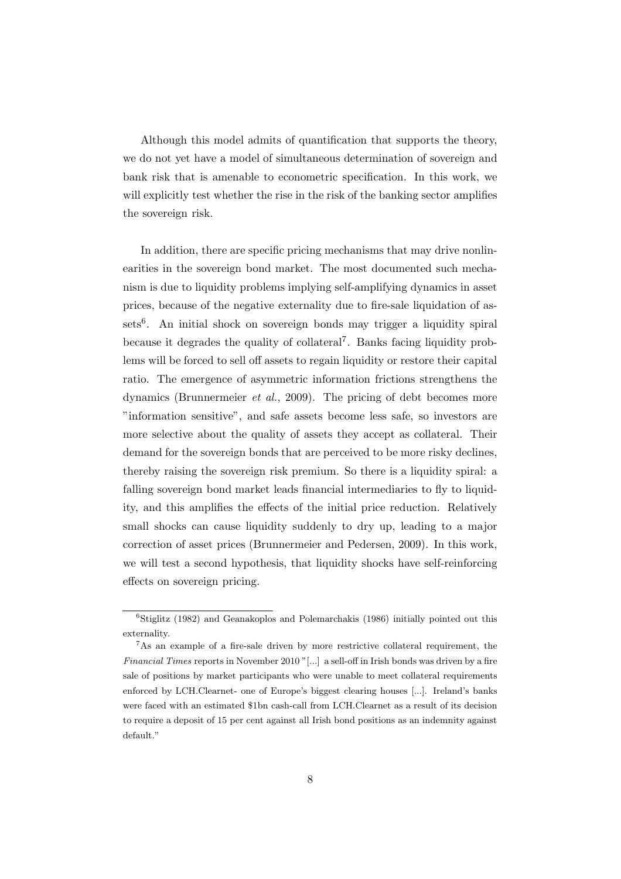Although this model admits of quantification that supports the theory, we do not yet have a model of simultaneous determination of sovereign and bank risk that is amenable to econometric specification. In this work, we will explicitly test whether the rise in the risk of the banking sector amplifies the sovereign risk.

In addition, there are specific pricing mechanisms that may drive nonlinearities in the sovereign bond market. The most documented such mechanism is due to liquidity problems implying self-amplifying dynamics in asset prices, because of the negative externality due to fire-sale liquidation of assets[6]. An initial shock on sovereign bonds may trigger a liquidity spiral because it degrades the quality of collateral[7]. Banks facing liquidity problems will be forced to sell off assets to regain liquidity or restore their capital ratio. The emergence of asymmetric information frictions strengthens the dynamics (Brunnermeier *et al.*, 2009). The pricing of debt becomes more "information sensitive", and safe assets become less safe, so investors are more selective about the quality of assets they accept as collateral. Their demand for the sovereign bonds that are perceived to be more risky declines, thereby raising the sovereign risk premium. So there is a liquidity spiral: a falling sovereign bond market leads financial intermediaries to fly to liquidity, and this amplifies the effects of the initial price reduction. Relatively small shocks can cause liquidity suddenly to dry up, leading to a major correction of asset prices (Brunnermeier and Pedersen, 2009). In this work, we will test a second hypothesis, that liquidity shocks have self-reinforcing effects on sovereign pricing.

[6] Stiglitz (1982) and Geanakoplos and Polemarchakis (1986) initially pointed out this externality.

[7] As an example of a fire-sale driven by more restrictive collateral requirement, the *Financial Times* reports in November 2010 "[...] a sell-off in Irish bonds was driven by a fire sale of positions by market participants who were unable to meet collateral requirements enforced by LCH.Clearnet- one of Europe's biggest clearing houses [...]. Ireland's banks were faced with an estimated $1bn cash-call from LCH.Clearnet as a result of its decision to require a deposit of 15 per cent against all Irish bond positions as an indemnity against default."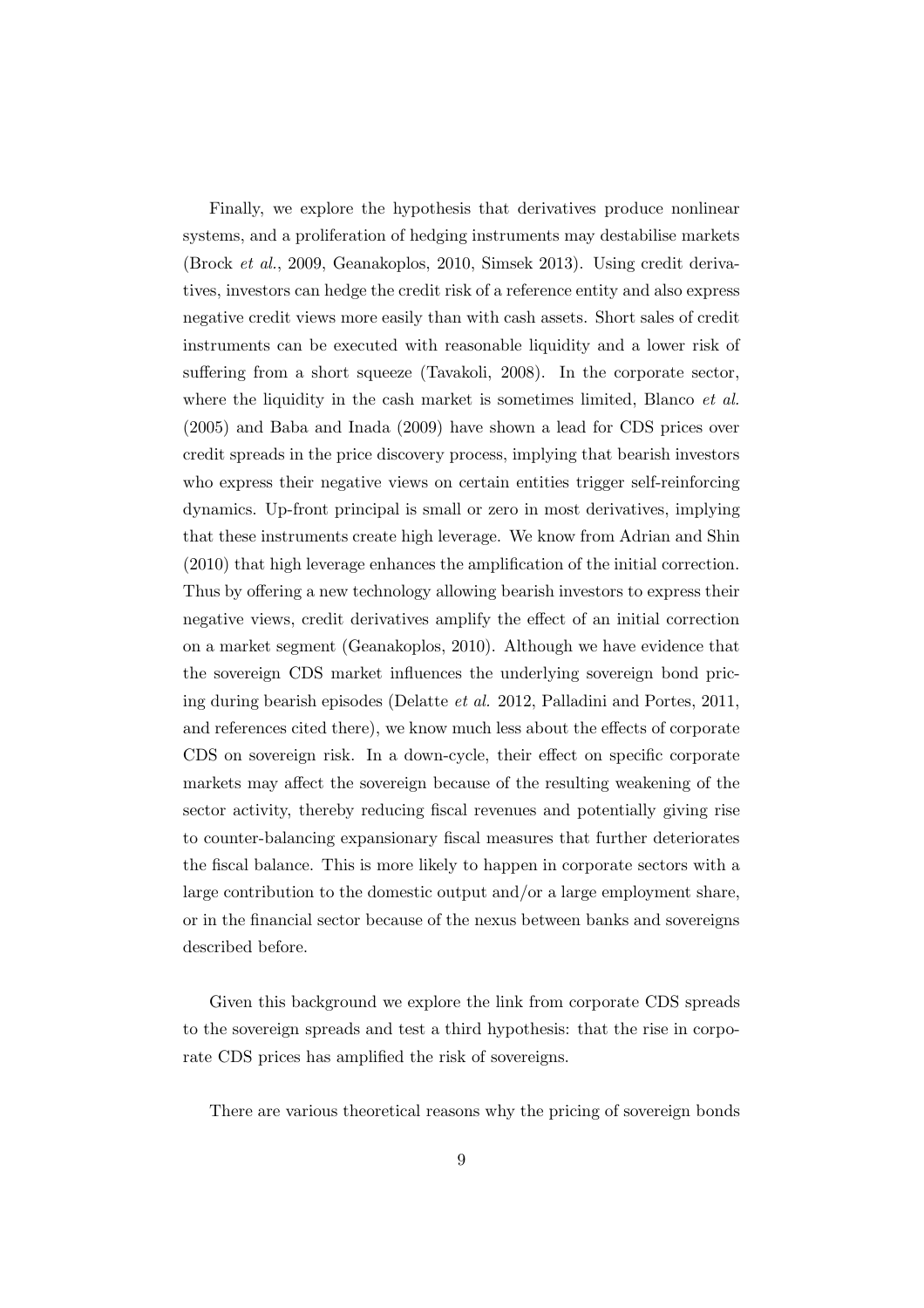Finally, we explore the hypothesis that derivatives produce nonlinear systems, and a proliferation of hedging instruments may destabilise markets (Brock *et al.*, 2009, Geanakoplos, 2010, Simsek 2013). Using credit derivatives, investors can hedge the credit risk of a reference entity and also express negative credit views more easily than with cash assets. Short sales of credit instruments can be executed with reasonable liquidity and a lower risk of suffering from a short squeeze (Tavakoli, 2008). In the corporate sector, where the liquidity in the cash market is sometimes limited, Blanco *et al.* (2005) and Baba and Inada (2009) have shown a lead for CDS prices over credit spreads in the price discovery process, implying that bearish investors who express their negative views on certain entities trigger self-reinforcing dynamics. Up-front principal is small or zero in most derivatives, implying that these instruments create high leverage. We know from Adrian and Shin (2010) that high leverage enhances the amplification of the initial correction. Thus by offering a new technology allowing bearish investors to express their negative views, credit derivatives amplify the effect of an initial correction on a market segment (Geanakoplos, 2010). Although we have evidence that the sovereign CDS market influences the underlying sovereign bond pricing during bearish episodes (Delatte *et al.* 2012, Palladini and Portes, 2011, and references cited there), we know much less about the effects of corporate CDS on sovereign risk. In a down-cycle, their effect on specific corporate markets may affect the sovereign because of the resulting weakening of the sector activity, thereby reducing fiscal revenues and potentially giving rise to counter-balancing expansionary fiscal measures that further deteriorates the fiscal balance. This is more likely to happen in corporate sectors with a large contribution to the domestic output and/or a large employment share, or in the financial sector because of the nexus between banks and sovereigns described before.

Given this background we explore the link from corporate CDS spreads to the sovereign spreads and test a third hypothesis: that the rise in corporate CDS prices has amplified the risk of sovereigns.

There are various theoretical reasons why the pricing of sovereign bonds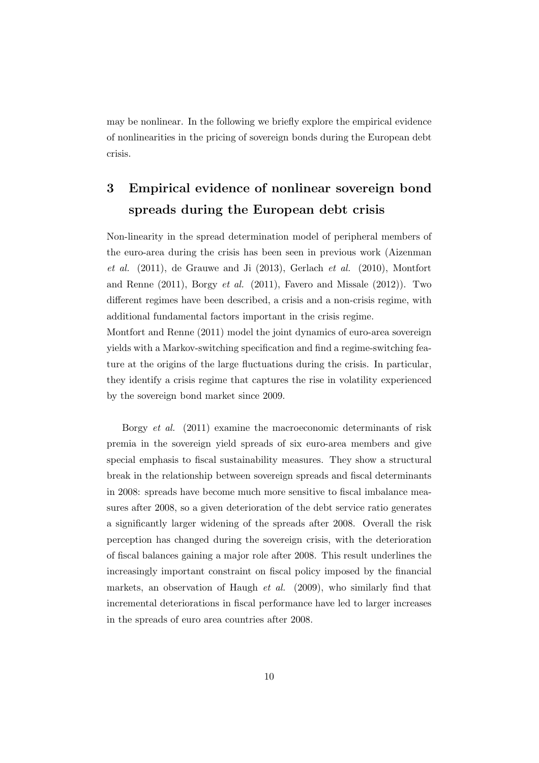may be nonlinear. In the following we briefly explore the empirical evidence of nonlinearities in the pricing of sovereign bonds during the European debt crisis.

# 3 Empirical evidence of nonlinear sovereign bond spreads during the European debt crisis

Non-linearity in the spread determination model of peripheral members of the euro-area during the crisis has been seen in previous work (Aizenman *et al.* (2011), de Grauwe and Ji (2013), Gerlach *et al.* (2010), Montfort and Renne (2011), Borgy *et al.* (2011), Favero and Missale (2012)). Two different regimes have been described, a crisis and a non-crisis regime, with additional fundamental factors important in the crisis regime.
Montfort and Renne (2011) model the joint dynamics of euro-area sovereign yields with a Markov-switching specification and find a regime-switching feature at the origins of the large fluctuations during the crisis. In particular, they identify a crisis regime that captures the rise in volatility experienced by the sovereign bond market since 2009.

Borgy *et al.* (2011) examine the macroeconomic determinants of risk premia in the sovereign yield spreads of six euro-area members and give special emphasis to fiscal sustainability measures. They show a structural break in the relationship between sovereign spreads and fiscal determinants in 2008: spreads have become much more sensitive to fiscal imbalance measures after 2008, so a given deterioration of the debt service ratio generates a significantly larger widening of the spreads after 2008. Overall the risk perception has changed during the sovereign crisis, with the deterioration of fiscal balances gaining a major role after 2008. This result underlines the increasingly important constraint on fiscal policy imposed by the financial markets, an observation of Haugh *et al.* (2009), who similarly find that incremental deteriorations in fiscal performance have led to larger increases in the spreads of euro area countries after 2008.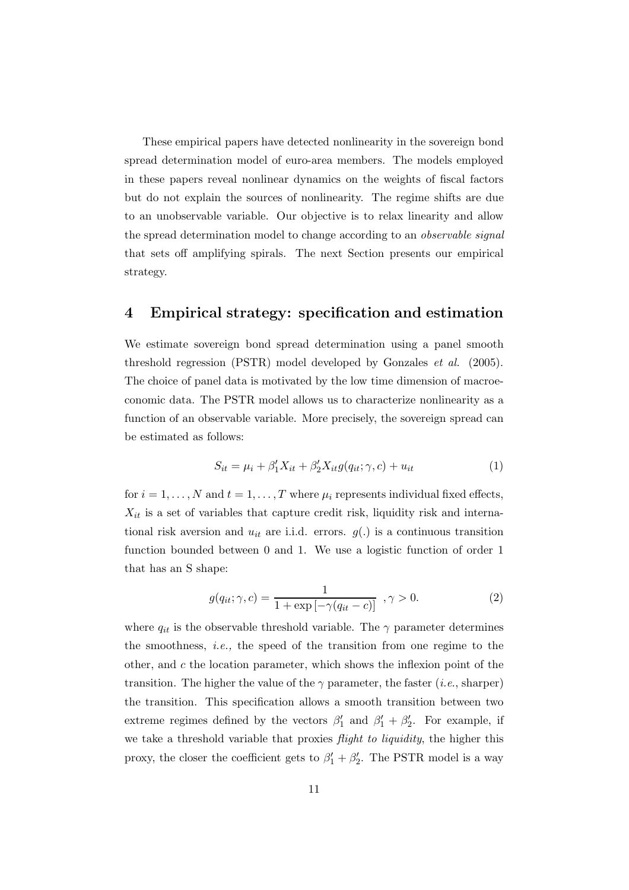These empirical papers have detected nonlinearity in the sovereign bond spread determination model of euro-area members. The models employed in these papers reveal nonlinear dynamics on the weights of fiscal factors but do not explain the sources of nonlinearity. The regime shifts are due to an unobservable variable. Our objective is to relax linearity and allow the spread determination model to change according to an *observable signal* that sets off amplifying spirals. The next Section presents our empirical strategy.

## 4 Empirical strategy: specification and estimation

We estimate sovereign bond spread determination using a panel smooth threshold regression (PSTR) model developed by Gonzales *et al.* (2005). The choice of panel data is motivated by the low time dimension of macroeconomic data. The PSTR model allows us to characterize nonlinearity as a function of an observable variable. More precisely, the sovereign spread can be estimated as follows:

$$S_{it} = \mu_i + \beta_1' X_{it} + \beta_2' X_{it} g(q_{it}; \gamma, c) + u_{it} \tag{1}$$

for $i = 1, \ldots, N$ and $t = 1, \ldots, T$ where $\mu_i$ represents individual fixed effects, $X_{it}$ is a set of variables that capture credit risk, liquidity risk and international risk aversion and $u_{it}$ are i.i.d. errors. $g(.)$ is a continuous transition function bounded between 0 and 1. We use a logistic function of order 1 that has an S shape:

$$g(q_{it}; \gamma, c) = \frac{1}{1 + \exp\left[-\gamma(q_{it} - c)\right]} \quad , \gamma > 0. \tag{2}$$

where $q_{it}$ is the observable threshold variable. The $\gamma$ parameter determines the smoothness, *i.e.,* the speed of the transition from one regime to the other, and $c$ the location parameter, which shows the inflexion point of the transition. The higher the value of the $\gamma$ parameter, the faster (*i.e.*, sharper) the transition. This specification allows a smooth transition between two extreme regimes defined by the vectors $\beta_1'$ and $\beta_1' + \beta_2'$. For example, if we take a threshold variable that proxies *flight to liquidity*, the higher this proxy, the closer the coefficient gets to $\beta_1' + \beta_2'$. The PSTR model is a way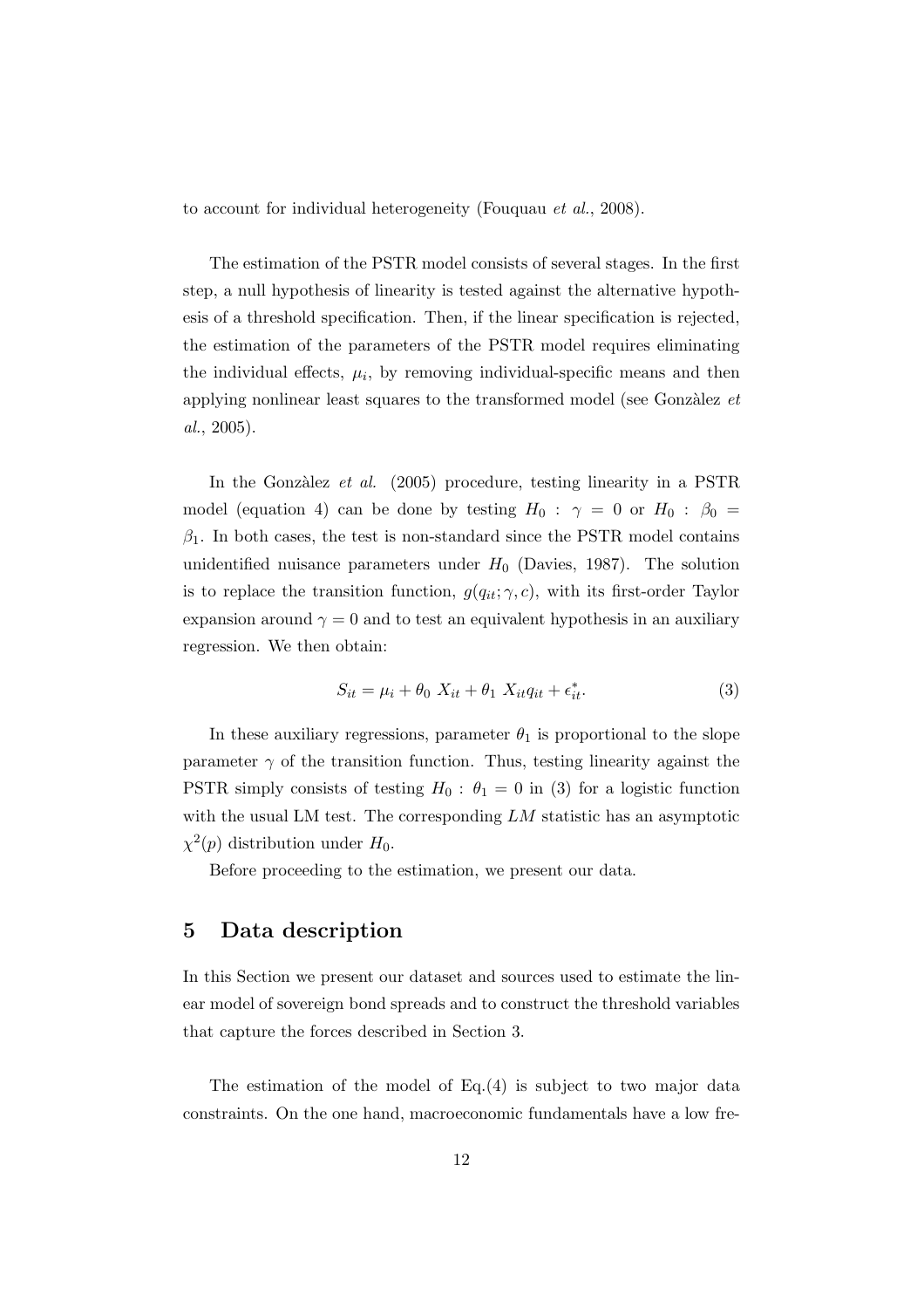to account for individual heterogeneity (Fouquau *et al.*, 2008).

The estimation of the PSTR model consists of several stages. In the first step, a null hypothesis of linearity is tested against the alternative hypothesis of a threshold specification. Then, if the linear specification is rejected, the estimation of the parameters of the PSTR model requires eliminating the individual effects, $\mu_i$, by removing individual-specific means and then applying nonlinear least squares to the transformed model (see Gonzàlez *et al.*, 2005).

In the Gonzàlez *et al.* (2005) procedure, testing linearity in a PSTR model (equation 4) can be done by testing $H_0 : \gamma = 0$ or $H_0 : \beta_0 = \beta_1$. In both cases, the test is non-standard since the PSTR model contains unidentified nuisance parameters under $H_0$ (Davies, 1987). The solution is to replace the transition function, $g(q_{it}; \gamma, c)$, with its first-order Taylor expansion around $\gamma = 0$ and to test an equivalent hypothesis in an auxiliary regression. We then obtain:

$$S_{it} = \mu_i + \theta_0 \ X_{it} + \theta_1 \ X_{it} q_{it} + \epsilon^*_{it}. \tag{3}$$

In these auxiliary regressions, parameter $\theta_1$ is proportional to the slope parameter $\gamma$ of the transition function. Thus, testing linearity against the PSTR simply consists of testing $H_0 : \theta_1 = 0$ in (3) for a logistic function with the usual LM test. The corresponding $LM$ statistic has an asymptotic $\chi^2(p)$ distribution under $H_0$.

Before proceeding to the estimation, we present our data.

## 5 Data description

In this Section we present our dataset and sources used to estimate the linear model of sovereign bond spreads and to construct the threshold variables that capture the forces described in Section 3.

The estimation of the model of Eq.(4) is subject to two major data constraints. On the one hand, macroeconomic fundamentals have a low fre-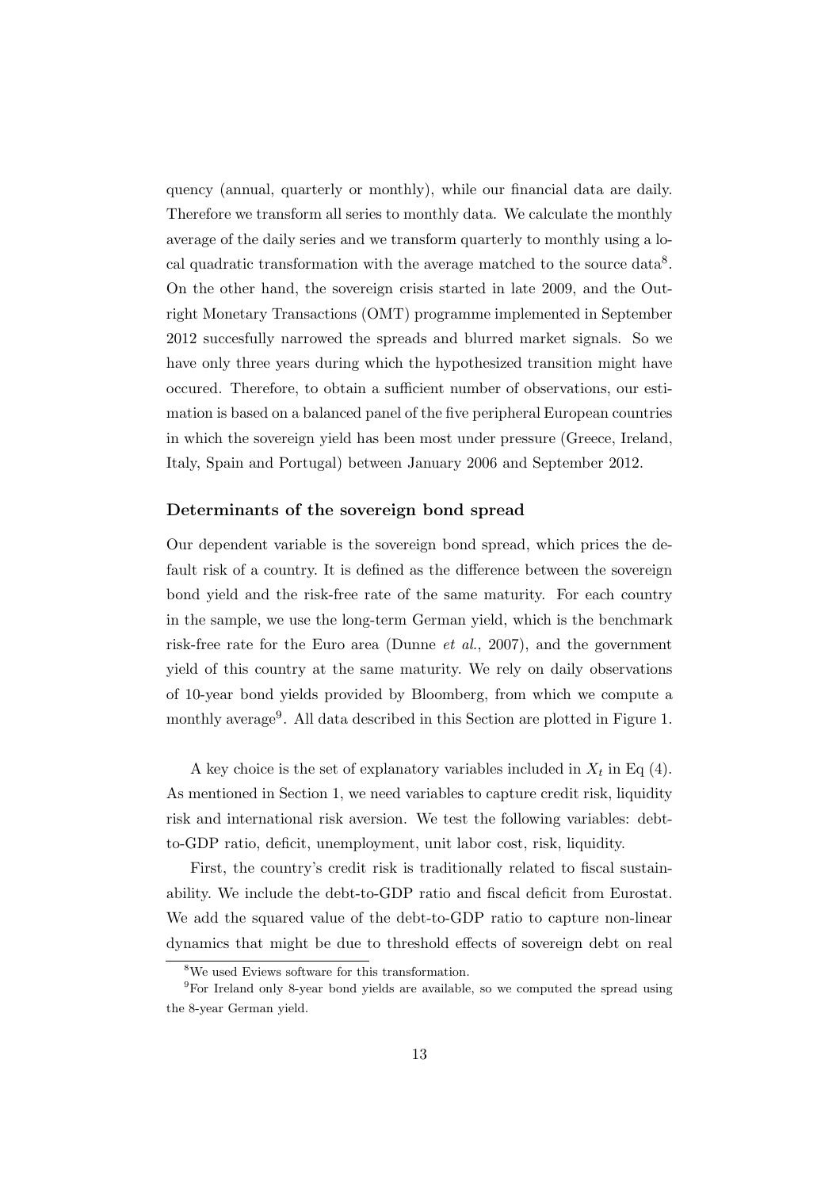quency (annual, quarterly or monthly), while our financial data are daily. Therefore we transform all series to monthly data. We calculate the monthly average of the daily series and we transform quarterly to monthly using a local quadratic transformation with the average matched to the source data[8]. On the other hand, the sovereign crisis started in late 2009, and the Outright Monetary Transactions (OMT) programme implemented in September 2012 succesfully narrowed the spreads and blurred market signals. So we have only three years during which the hypothesized transition might have occured. Therefore, to obtain a sufficient number of observations, our estimation is based on a balanced panel of the five peripheral European countries in which the sovereign yield has been most under pressure (Greece, Ireland, Italy, Spain and Portugal) between January 2006 and September 2012.

### Determinants of the sovereign bond spread

Our dependent variable is the sovereign bond spread, which prices the default risk of a country. It is defined as the difference between the sovereign bond yield and the risk-free rate of the same maturity. For each country in the sample, we use the long-term German yield, which is the benchmark risk-free rate for the Euro area (Dunne *et al.*, 2007), and the government yield of this country at the same maturity. We rely on daily observations of 10-year bond yields provided by Bloomberg, from which we compute a monthly average[9]. All data described in this Section are plotted in Figure 1.

A key choice is the set of explanatory variables included in $X_t$ in Eq (4). As mentioned in Section 1, we need variables to capture credit risk, liquidity risk and international risk aversion. We test the following variables: debt-to-GDP ratio, deficit, unemployment, unit labor cost, risk, liquidity.

First, the country's credit risk is traditionally related to fiscal sustainability. We include the debt-to-GDP ratio and fiscal deficit from Eurostat. We add the squared value of the debt-to-GDP ratio to capture non-linear dynamics that might be due to threshold effects of sovereign debt on real

[8] We used Eviews software for this transformation.

[9] For Ireland only 8-year bond yields are available, so we computed the spread using the 8-year German yield.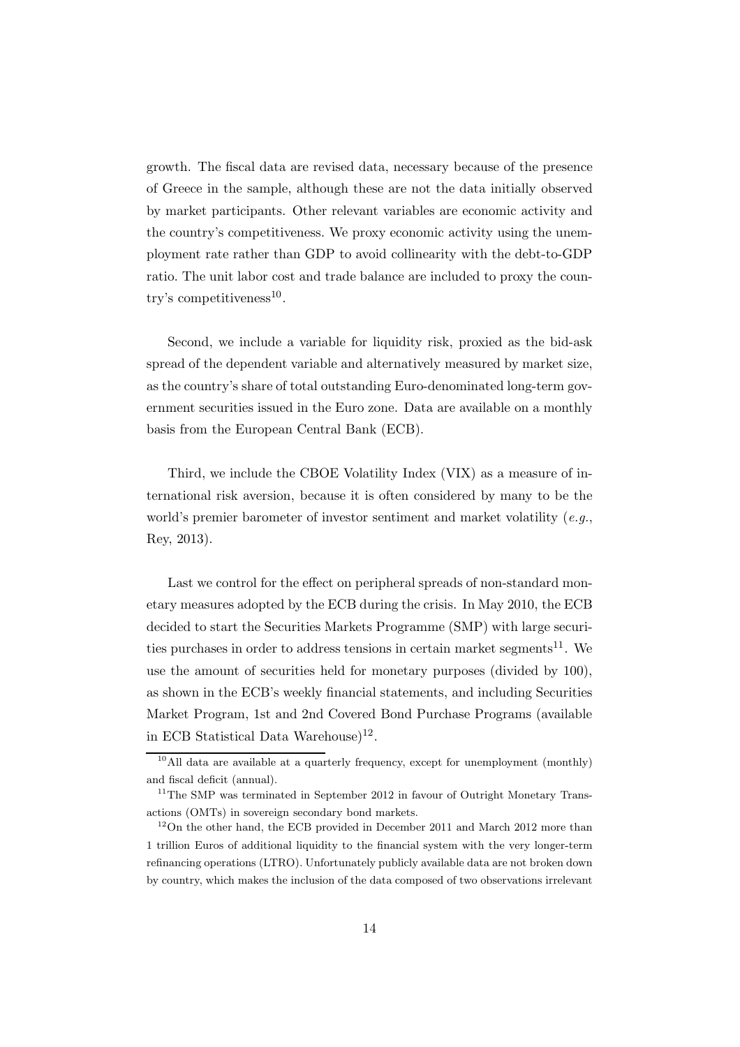growth. The fiscal data are revised data, necessary because of the presence of Greece in the sample, although these are not the data initially observed by market participants. Other relevant variables are economic activity and the country's competitiveness. We proxy economic activity using the unemployment rate rather than GDP to avoid collinearity with the debt-to-GDP ratio. The unit labor cost and trade balance are included to proxy the country's competitiveness[10].

Second, we include a variable for liquidity risk, proxied as the bid-ask spread of the dependent variable and alternatively measured by market size, as the country's share of total outstanding Euro-denominated long-term government securities issued in the Euro zone. Data are available on a monthly basis from the European Central Bank (ECB).

Third, we include the CBOE Volatility Index (VIX) as a measure of international risk aversion, because it is often considered by many to be the world's premier barometer of investor sentiment and market volatility (*e.g.*, Rey, 2013).

Last we control for the effect on peripheral spreads of non-standard monetary measures adopted by the ECB during the crisis. In May 2010, the ECB decided to start the Securities Markets Programme (SMP) with large securities purchases in order to address tensions in certain market segments[11]. We use the amount of securities held for monetary purposes (divided by 100), as shown in the ECB's weekly financial statements, and including Securities Market Program, 1st and 2nd Covered Bond Purchase Programs (available in ECB Statistical Data Warehouse)[12].

[10] All data are available at a quarterly frequency, except for unemployment (monthly) and fiscal deficit (annual).

[11] The SMP was terminated in September 2012 in favour of Outright Monetary Transactions (OMTs) in sovereign secondary bond markets.

[12] On the other hand, the ECB provided in December 2011 and March 2012 more than 1 trillion Euros of additional liquidity to the financial system with the very longer-term refinancing operations (LTRO). Unfortunately publicly available data are not broken down by country, which makes the inclusion of the data composed of two observations irrelevant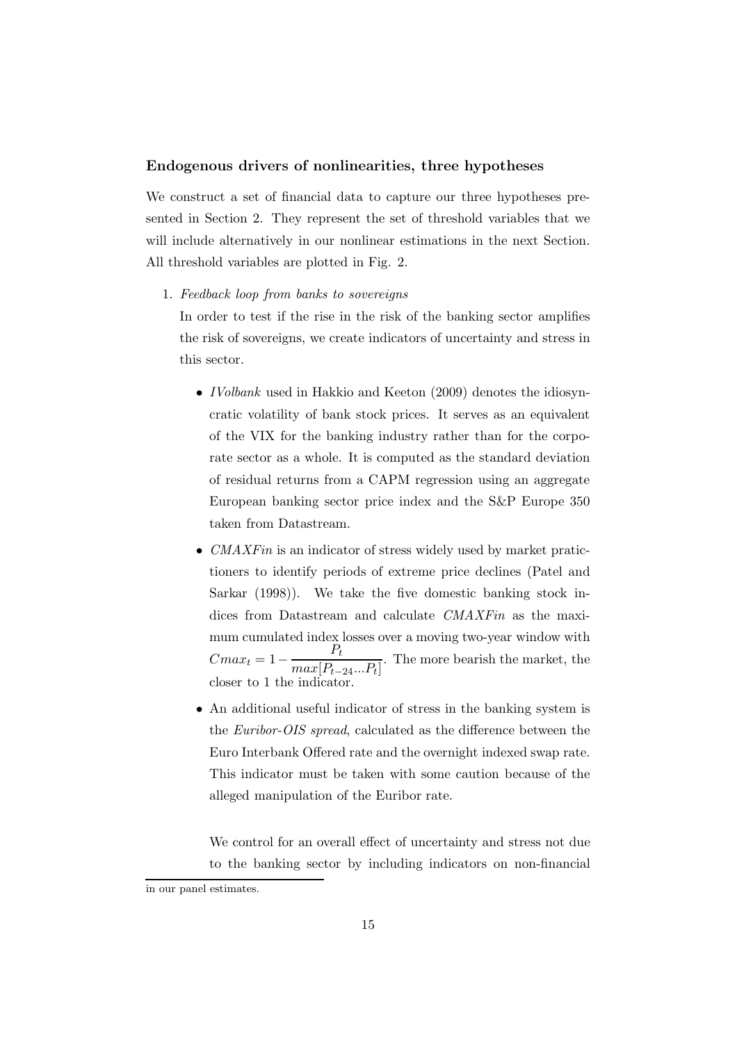### Endogenous drivers of nonlinearities, three hypotheses

We construct a set of financial data to capture our three hypotheses presented in Section 2. They represent the set of threshold variables that we will include alternatively in our nonlinear estimations in the next Section. All threshold variables are plotted in Fig. 2.

1. *Feedback loop from banks to sovereigns*

   In order to test if the rise in the risk of the banking sector amplifies the risk of sovereigns, we create indicators of uncertainty and stress in this sector.

   - *IVolbank* used in Hakkio and Keeton (2009) denotes the idiosyncratic volatility of bank stock prices. It serves as an equivalent of the VIX for the banking industry rather than for the corporate sector as a whole. It is computed as the standard deviation of residual returns from a CAPM regression using an aggregate European banking sector price index and the S&P Europe 350 taken from Datastream.
   - *CMAXFin* is an indicator of stress widely used by market practictioners to identify periods of extreme price declines (Patel and Sarkar (1998)). We take the five domestic banking stock indices from Datastream and calculate *CMAXFin* as the maximum cumulated index losses over a moving two-year window with $Cmax_t = 1 - \frac{P_t}{max[P_{t-24}...P_t]}$. The more bearish the market, the closer to 1 the indicator.
   - An additional useful indicator of stress in the banking system is the *Euribor-OIS spread*, calculated as the difference between the Euro Interbank Offered rate and the overnight indexed swap rate. This indicator must be taken with some caution because of the alleged manipulation of the Euribor rate.

   We control for an overall effect of uncertainty and stress not due to the banking sector by including indicators on non-financial

in our panel estimates.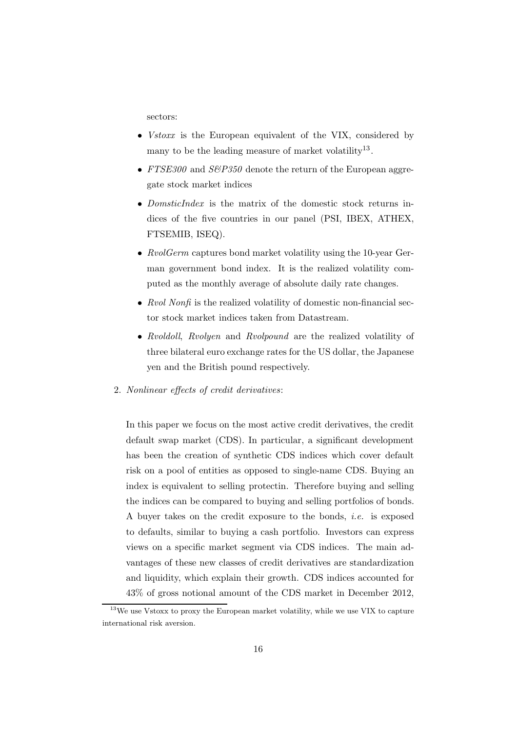sectors:

- *Vstoxx* is the European equivalent of the VIX, considered by many to be the leading measure of market volatility[13].
- *FTSE300* and *S&P350* denote the return of the European aggregate stock market indices
- *DomsticIndex* is the matrix of the domestic stock returns indices of the five countries in our panel (PSI, IBEX, ATHEX, FTSEMIB, ISEQ).
- *RvolGerm* captures bond market volatility using the 10-year German government bond index. It is the realized volatility computed as the monthly average of absolute daily rate changes.
- *Rvol Nonfi* is the realized volatility of domestic non-financial sector stock market indices taken from Datastream.
- *Rvoldoll*, *Rvolyen* and *Rvolpound* are the realized volatility of three bilateral euro exchange rates for the US dollar, the Japanese yen and the British pound respectively.

2. *Nonlinear effects of credit derivatives*:

   In this paper we focus on the most active credit derivatives, the credit default swap market (CDS). In particular, a significant development has been the creation of synthetic CDS indices which cover default risk on a pool of entities as opposed to single-name CDS. Buying an index is equivalent to selling protectin. Therefore buying and selling the indices can be compared to buying and selling portfolios of bonds. A buyer takes on the credit exposure to the bonds, *i.e.* is exposed to defaults, similar to buying a cash portfolio. Investors can express views on a specific market segment via CDS indices. The main advantages of these new classes of credit derivatives are standardization and liquidity, which explain their growth. CDS indices accounted for 43% of gross notional amount of the CDS market in December 2012,

[13] We use Vstoxx to proxy the European market volatility, while we use VIX to capture international risk aversion.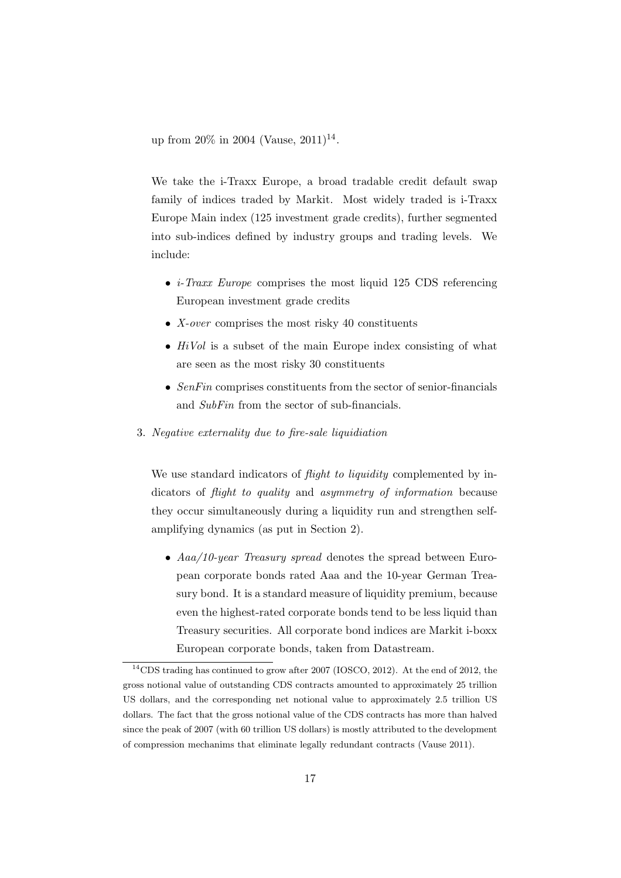up from 20% in 2004 (Vause, 2011)[14].

We take the i-Traxx Europe, a broad tradable credit default swap family of indices traded by Markit. Most widely traded is i-Traxx Europe Main index (125 investment grade credits), further segmented into sub-indices defined by industry groups and trading levels. We include:

- *i-Traxx Europe* comprises the most liquid 125 CDS referencing European investment grade credits
- *X-over* comprises the most risky 40 constituents
- *HiVol* is a subset of the main Europe index consisting of what are seen as the most risky 30 constituents
- *SenFin* comprises constituents from the sector of senior-financials and *SubFin* from the sector of sub-financials.

3. *Negative externality due to fire-sale liquidiation*

   We use standard indicators of *flight to liquidity* complemented by indicators of *flight to quality* and *asymmetry of information* because they occur simultaneously during a liquidity run and strengthen self-amplifying dynamics (as put in Section 2).

   - *Aaa/10-year Treasury spread* denotes the spread between European corporate bonds rated Aaa and the 10-year German Treasury bond. It is a standard measure of liquidity premium, because even the highest-rated corporate bonds tend to be less liquid than Treasury securities. All corporate bond indices are Markit i-boxx European corporate bonds, taken from Datastream.

[14] CDS trading has continued to grow after 2007 (IOSCO, 2012). At the end of 2012, the gross notional value of outstanding CDS contracts amounted to approximately 25 trillion US dollars, and the corresponding net notional value to approximately 2.5 trillion US dollars. The fact that the gross notional value of the CDS contracts has more than halved since the peak of 2007 (with 60 trillion US dollars) is mostly attributed to the development of compression mechanims that eliminate legally redundant contracts (Vause 2011).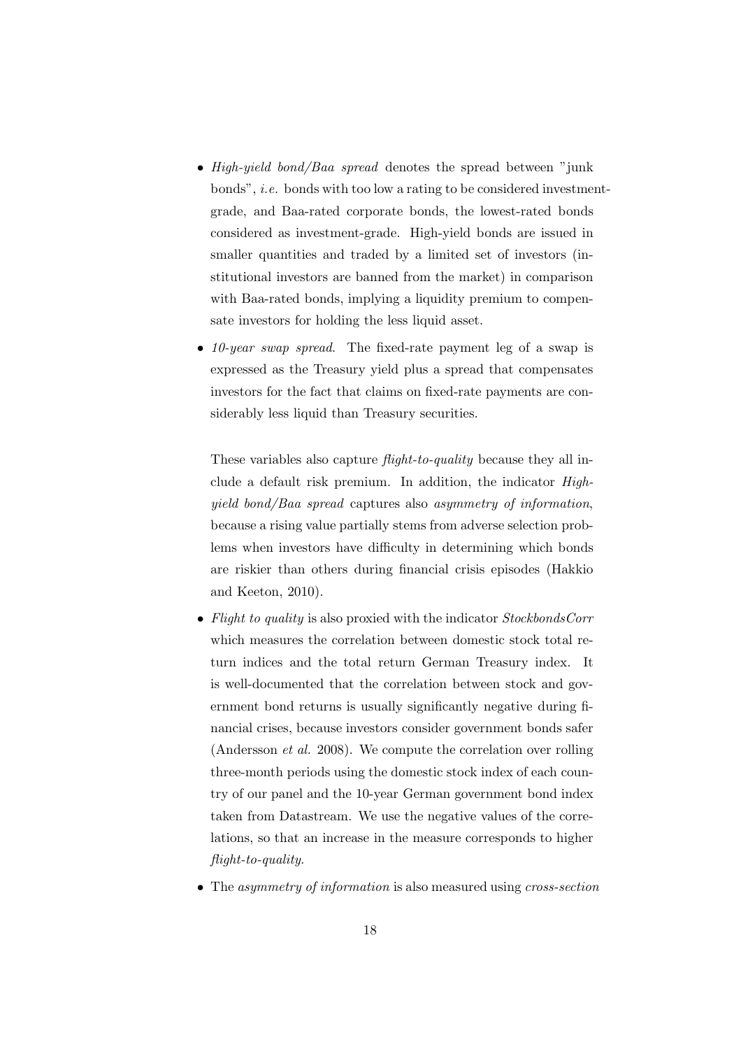- *High-yield bond/Baa spread* denotes the spread between "junk bonds", *i.e.* bonds with too low a rating to be considered investment-grade, and Baa-rated corporate bonds, the lowest-rated bonds considered as investment-grade. High-yield bonds are issued in smaller quantities and traded by a limited set of investors (institutional investors are banned from the market) in comparison with Baa-rated bonds, implying a liquidity premium to compensate investors for holding the less liquid asset.

- *10-year swap spread*. The fixed-rate payment leg of a swap is expressed as the Treasury yield plus a spread that compensates investors for the fact that claims on fixed-rate payments are considerably less liquid than Treasury securities.

  These variables also capture *flight-to-quality* because they all include a default risk premium. In addition, the indicator *High-yield bond/Baa spread* captures also *asymmetry of information*, because a rising value partially stems from adverse selection problems when investors have difficulty in determining which bonds are riskier than others during financial crisis episodes (Hakkio and Keeton, 2010).

- *Flight to quality* is also proxied with the indicator *StockbondsCorr* which measures the correlation between domestic stock total return indices and the total return German Treasury index. It is well-documented that the correlation between stock and government bond returns is usually significantly negative during financial crises, because investors consider government bonds safer (Andersson *et al.* 2008). We compute the correlation over rolling three-month periods using the domestic stock index of each country of our panel and the 10-year German government bond index taken from Datastream. We use the negative values of the correlations, so that an increase in the measure corresponds to higher *flight-to-quality*.

- The *asymmetry of information* is also measured using *cross-section*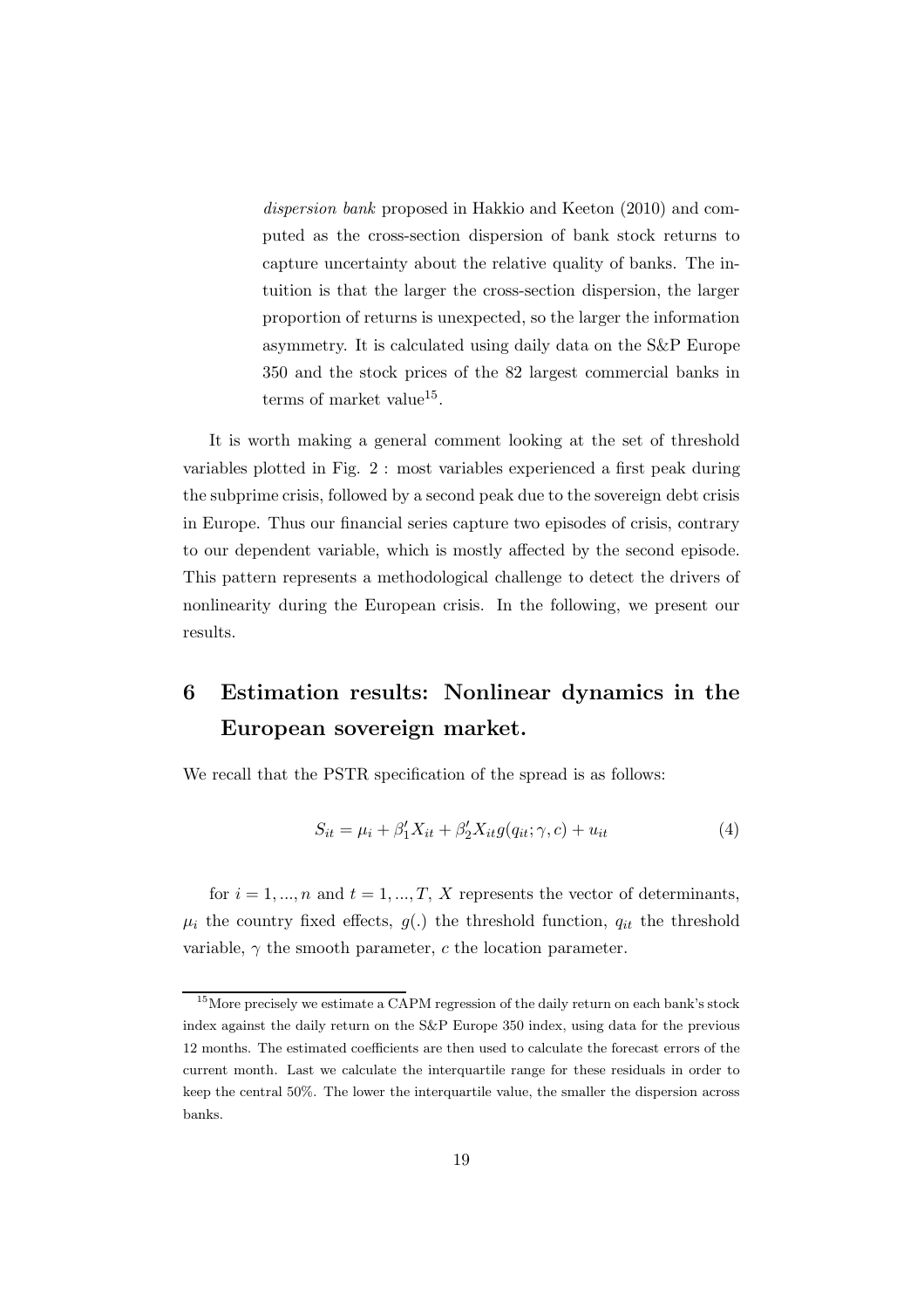*dispersion bank* proposed in Hakkio and Keeton (2010) and computed as the cross-section dispersion of bank stock returns to capture uncertainty about the relative quality of banks. The intuition is that the larger the cross-section dispersion, the larger proportion of returns is unexpected, so the larger the information asymmetry. It is calculated using daily data on the S&P Europe 350 and the stock prices of the 82 largest commercial banks in terms of market value[15].

It is worth making a general comment looking at the set of threshold variables plotted in Fig. 2 : most variables experienced a first peak during the subprime crisis, followed by a second peak due to the sovereign debt crisis in Europe. Thus our financial series capture two episodes of crisis, contrary to our dependent variable, which is mostly affected by the second episode. This pattern represents a methodological challenge to detect the drivers of nonlinearity during the European crisis. In the following, we present our results.

# 6 Estimation results: Nonlinear dynamics in the European sovereign market.

We recall that the PSTR specification of the spread is as follows:

$$S_{it} = \mu_i + \beta_1' X_{it} + \beta_2' X_{it} g(q_{it}; \gamma, c) + u_{it} \tag{4}$$

for $i = 1, ..., n$ and $t = 1, ..., T$, $X$ represents the vector of determinants, $\mu_i$ the country fixed effects, $g(.)$ the threshold function, $q_{it}$ the threshold variable, $\gamma$ the smooth parameter, $c$ the location parameter.

[15] More precisely we estimate a CAPM regression of the daily return on each bank's stock index against the daily return on the S&P Europe 350 index, using data for the previous 12 months. The estimated coefficients are then used to calculate the forecast errors of the current month. Last we calculate the interquartile range for these residuals in order to keep the central 50%. The lower the interquartile value, the smaller the dispersion across banks.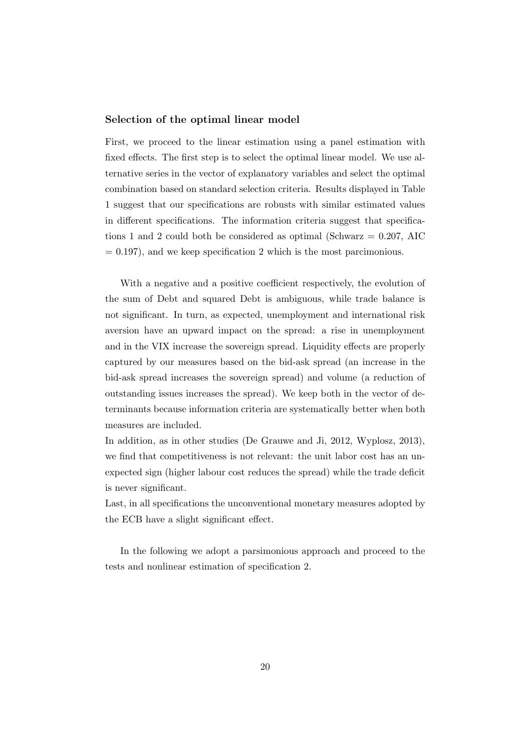### Selection of the optimal linear model

First, we proceed to the linear estimation using a panel estimation with fixed effects. The first step is to select the optimal linear model. We use alternative series in the vector of explanatory variables and select the optimal combination based on standard selection criteria. Results displayed in Table 1 suggest that our specifications are robusts with similar estimated values in different specifications. The information criteria suggest that specifications 1 and 2 could both be considered as optimal (Schwarz = 0.207, AIC = 0.197), and we keep specification 2 which is the most parcimonious.

With a negative and a positive coefficient respectively, the evolution of the sum of Debt and squared Debt is ambiguous, while trade balance is not significant. In turn, as expected, unemployment and international risk aversion have an upward impact on the spread: a rise in unemployment and in the VIX increase the sovereign spread. Liquidity effects are properly captured by our measures based on the bid-ask spread (an increase in the bid-ask spread increases the sovereign spread) and volume (a reduction of outstanding issues increases the spread). We keep both in the vector of determinants because information criteria are systematically better when both measures are included.

In addition, as in other studies (De Grauwe and Ji, 2012, Wyplosz, 2013), we find that competitiveness is not relevant: the unit labor cost has an unexpected sign (higher labour cost reduces the spread) while the trade deficit is never significant.

Last, in all specifications the unconventional monetary measures adopted by the ECB have a slight significant effect.

In the following we adopt a parsimonious approach and proceed to the tests and nonlinear estimation of specification 2.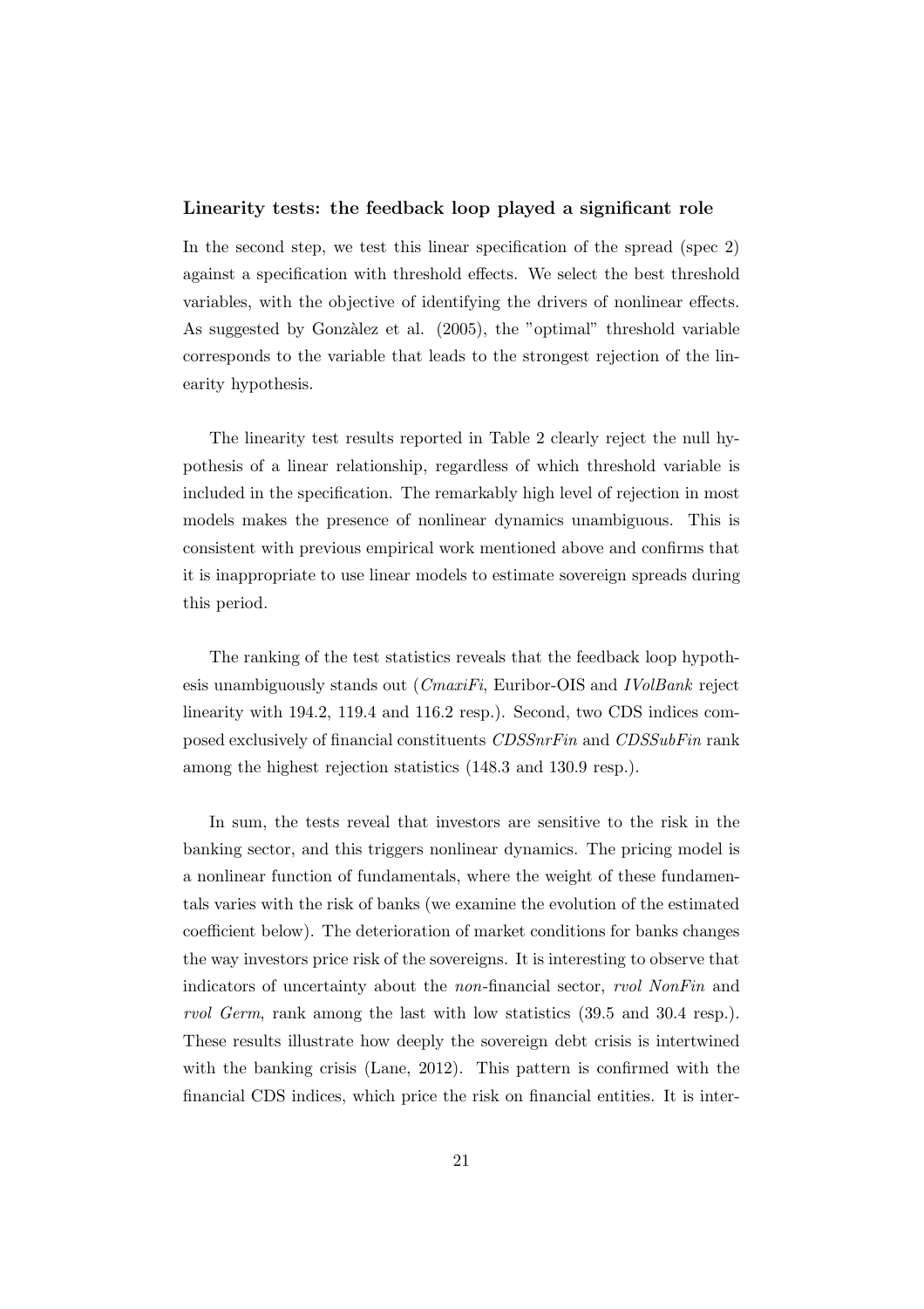**Linearity tests: the feedback loop played a significant role**

In the second step, we test this linear specification of the spread (spec 2) against a specification with threshold effects. We select the best threshold variables, with the objective of identifying the drivers of nonlinear effects. As suggested by Gonzàlez et al. (2005), the "optimal" threshold variable corresponds to the variable that leads to the strongest rejection of the linearity hypothesis.

The linearity test results reported in Table 2 clearly reject the null hypothesis of a linear relationship, regardless of which threshold variable is included in the specification. The remarkably high level of rejection in most models makes the presence of nonlinear dynamics unambiguous. This is consistent with previous empirical work mentioned above and confirms that it is inappropriate to use linear models to estimate sovereign spreads during this period.

The ranking of the test statistics reveals that the feedback loop hypothesis unambiguously stands out (*CmaxiFi*, Euribor-OIS and *IVolBank* reject linearity with 194.2, 119.4 and 116.2 resp.). Second, two CDS indices composed exclusively of financial constituents *CDSSnrFin* and *CDSSubFin* rank among the highest rejection statistics (148.3 and 130.9 resp.).

In sum, the tests reveal that investors are sensitive to the risk in the banking sector, and this triggers nonlinear dynamics. The pricing model is a nonlinear function of fundamentals, where the weight of these fundamentals varies with the risk of banks (we examine the evolution of the estimated coefficient below). The deterioration of market conditions for banks changes the way investors price risk of the sovereigns. It is interesting to observe that indicators of uncertainty about the *non*-financial sector, *rvol NonFin* and *rvol Germ*, rank among the last with low statistics (39.5 and 30.4 resp.). These results illustrate how deeply the sovereign debt crisis is intertwined with the banking crisis (Lane, 2012). This pattern is confirmed with the financial CDS indices, which price the risk on financial entities. It is inter-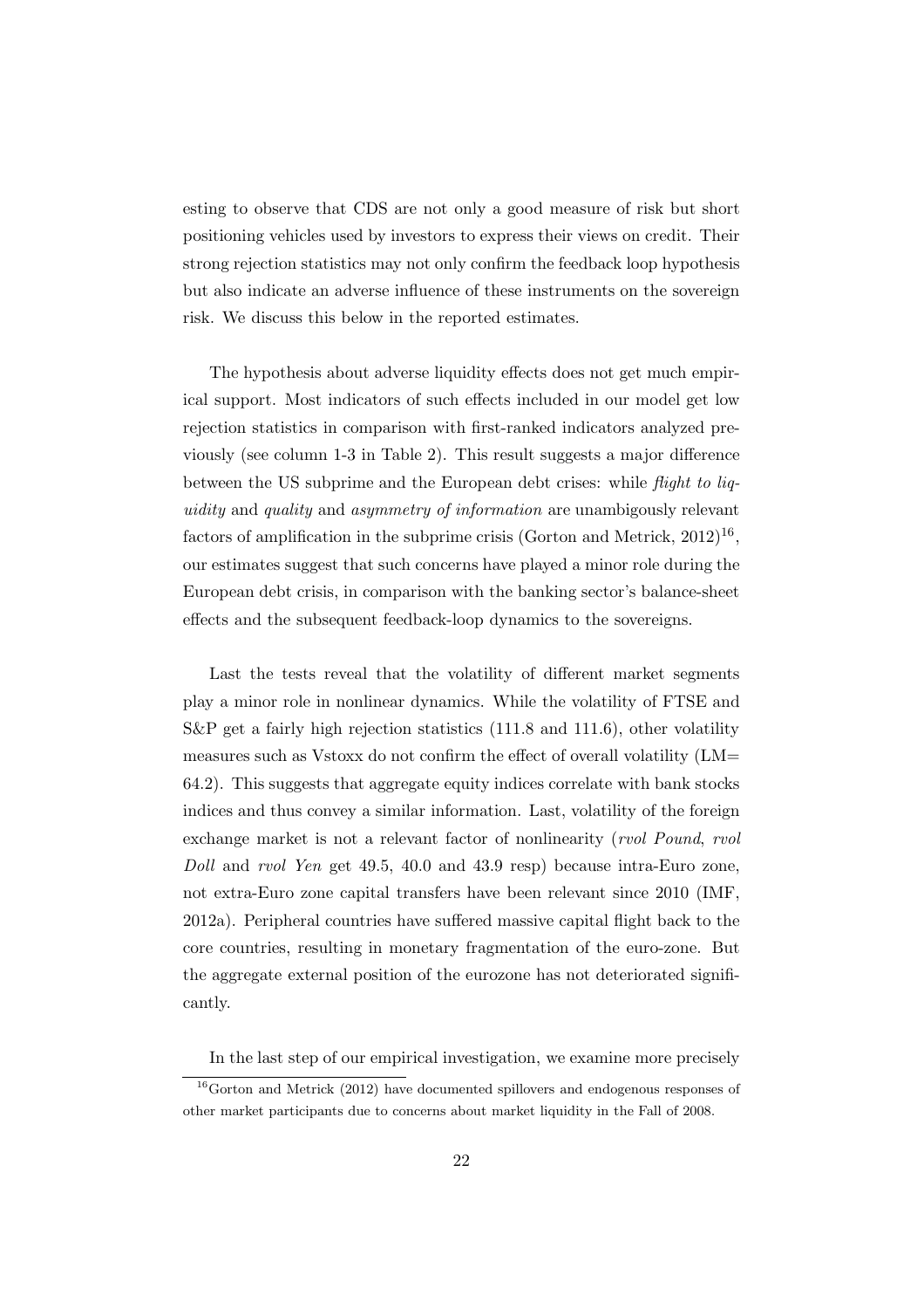esting to observe that CDS are not only a good measure of risk but short positioning vehicles used by investors to express their views on credit. Their strong rejection statistics may not only confirm the feedback loop hypothesis but also indicate an adverse influence of these instruments on the sovereign risk. We discuss this below in the reported estimates.

The hypothesis about adverse liquidity effects does not get much empirical support. Most indicators of such effects included in our model get low rejection statistics in comparison with first-ranked indicators analyzed previously (see column 1-3 in Table 2). This result suggests a major difference between the US subprime and the European debt crises: while *flight to liquidity* and *quality* and *asymmetry of information* are unambigously relevant factors of amplification in the subprime crisis (Gorton and Metrick, 2012)[16], our estimates suggest that such concerns have played a minor role during the European debt crisis, in comparison with the banking sector's balance-sheet effects and the subsequent feedback-loop dynamics to the sovereigns.

Last the tests reveal that the volatility of different market segments play a minor role in nonlinear dynamics. While the volatility of FTSE and S&P get a fairly high rejection statistics (111.8 and 111.6), other volatility measures such as Vstoxx do not confirm the effect of overall volatility (LM= 64.2). This suggests that aggregate equity indices correlate with bank stocks indices and thus convey a similar information. Last, volatility of the foreign exchange market is not a relevant factor of nonlinearity (*rvol Pound*, *rvol Doll* and *rvol Yen* get 49.5, 40.0 and 43.9 resp) because intra-Euro zone, not extra-Euro zone capital transfers have been relevant since 2010 (IMF, 2012a). Peripheral countries have suffered massive capital flight back to the core countries, resulting in monetary fragmentation of the euro-zone. But the aggregate external position of the eurozone has not deteriorated significantly.

In the last step of our empirical investigation, we examine more precisely

[16]Gorton and Metrick (2012) have documented spillovers and endogenous responses of other market participants due to concerns about market liquidity in the Fall of 2008.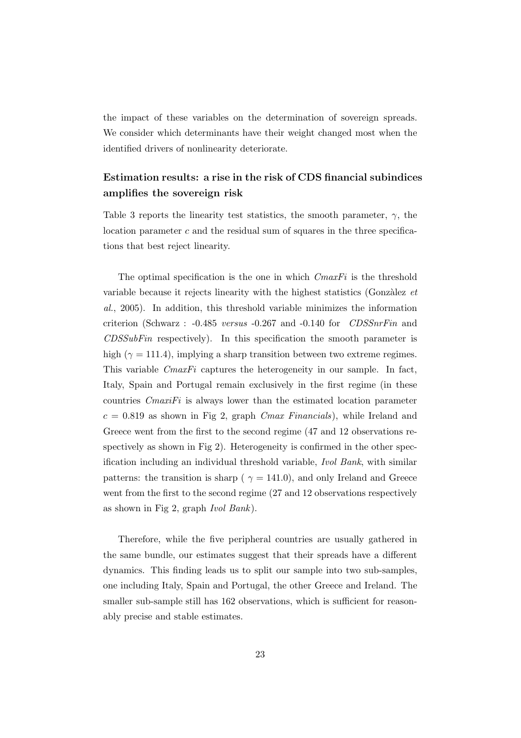the impact of these variables on the determination of sovereign spreads. We consider which determinants have their weight changed most when the identified drivers of nonlinearity deteriorate.

### Estimation results: a rise in the risk of CDS financial subindices amplifies the sovereign risk

Table 3 reports the linearity test statistics, the smooth parameter, $\gamma$, the location parameter $c$ and the residual sum of squares in the three specifications that best reject linearity.

The optimal specification is the one in which *CmaxFi* is the threshold variable because it rejects linearity with the highest statistics (Gonzàlez *et al.*, 2005). In addition, this threshold variable minimizes the information criterion (Schwarz : -0.485 *versus* -0.267 and -0.140 for *CDSSnrFin* and *CDSSubFin* respectively). In this specification the smooth parameter is high ($\gamma = 111.4$), implying a sharp transition between two extreme regimes. This variable *CmaxFi* captures the heterogeneity in our sample. In fact, Italy, Spain and Portugal remain exclusively in the first regime (in these countries *CmaxiFi* is always lower than the estimated location parameter $c = 0.819$ as shown in Fig 2, graph *Cmax Financials*), while Ireland and Greece went from the first to the second regime (47 and 12 observations respectively as shown in Fig 2). Heterogeneity is confirmed in the other specification including an individual threshold variable, *Ivol Bank*, with similar patterns: the transition is sharp ( $\gamma = 141.0$), and only Ireland and Greece went from the first to the second regime (27 and 12 observations respectively as shown in Fig 2, graph *Ivol Bank*).

Therefore, while the five peripheral countries are usually gathered in the same bundle, our estimates suggest that their spreads have a different dynamics. This finding leads us to split our sample into two sub-samples, one including Italy, Spain and Portugal, the other Greece and Ireland. The smaller sub-sample still has 162 observations, which is sufficient for reasonably precise and stable estimates.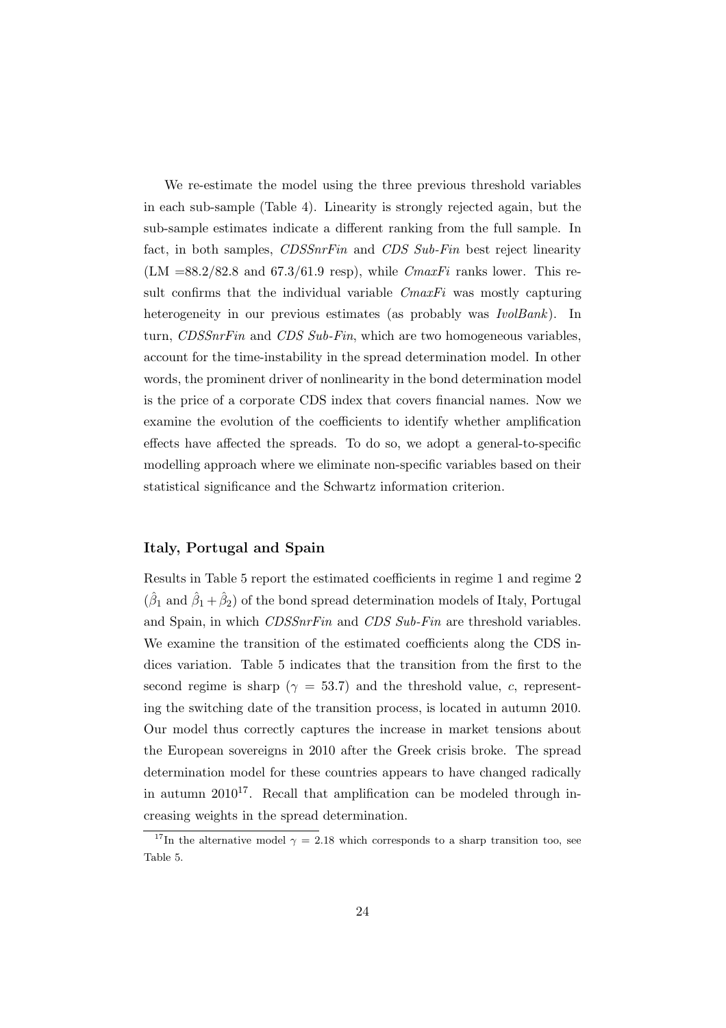We re-estimate the model using the three previous threshold variables in each sub-sample (Table 4). Linearity is strongly rejected again, but the sub-sample estimates indicate a different ranking from the full sample. In fact, in both samples, *CDSSnrFin* and *CDS Sub-Fin* best reject linearity (LM =88.2/82.8 and 67.3/61.9 resp), while *CmaxFi* ranks lower. This result confirms that the individual variable *CmaxFi* was mostly capturing heterogeneity in our previous estimates (as probably was *IvolBank*). In turn, *CDSSnrFin* and *CDS Sub-Fin*, which are two homogeneous variables, account for the time-instability in the spread determination model. In other words, the prominent driver of nonlinearity in the bond determination model is the price of a corporate CDS index that covers financial names. Now we examine the evolution of the coefficients to identify whether amplification effects have affected the spreads. To do so, we adopt a general-to-specific modelling approach where we eliminate non-specific variables based on their statistical significance and the Schwartz information criterion.

### Italy, Portugal and Spain

Results in Table 5 report the estimated coefficients in regime 1 and regime 2 ($\hat{\beta}_1$ and $\hat{\beta}_1 + \hat{\beta}_2$) of the bond spread determination models of Italy, Portugal and Spain, in which *CDSSnrFin* and *CDS Sub-Fin* are threshold variables. We examine the transition of the estimated coefficients along the CDS indices variation. Table 5 indicates that the transition from the first to the second regime is sharp ($\gamma = 53.7$) and the threshold value, $c$, representing the switching date of the transition process, is located in autumn 2010. Our model thus correctly captures the increase in market tensions about the European sovereigns in 2010 after the Greek crisis broke. The spread determination model for these countries appears to have changed radically in autumn 2010[17]. Recall that amplification can be modeled through increasing weights in the spread determination.

[17] In the alternative model $\gamma = 2.18$ which corresponds to a sharp transition too, see Table 5.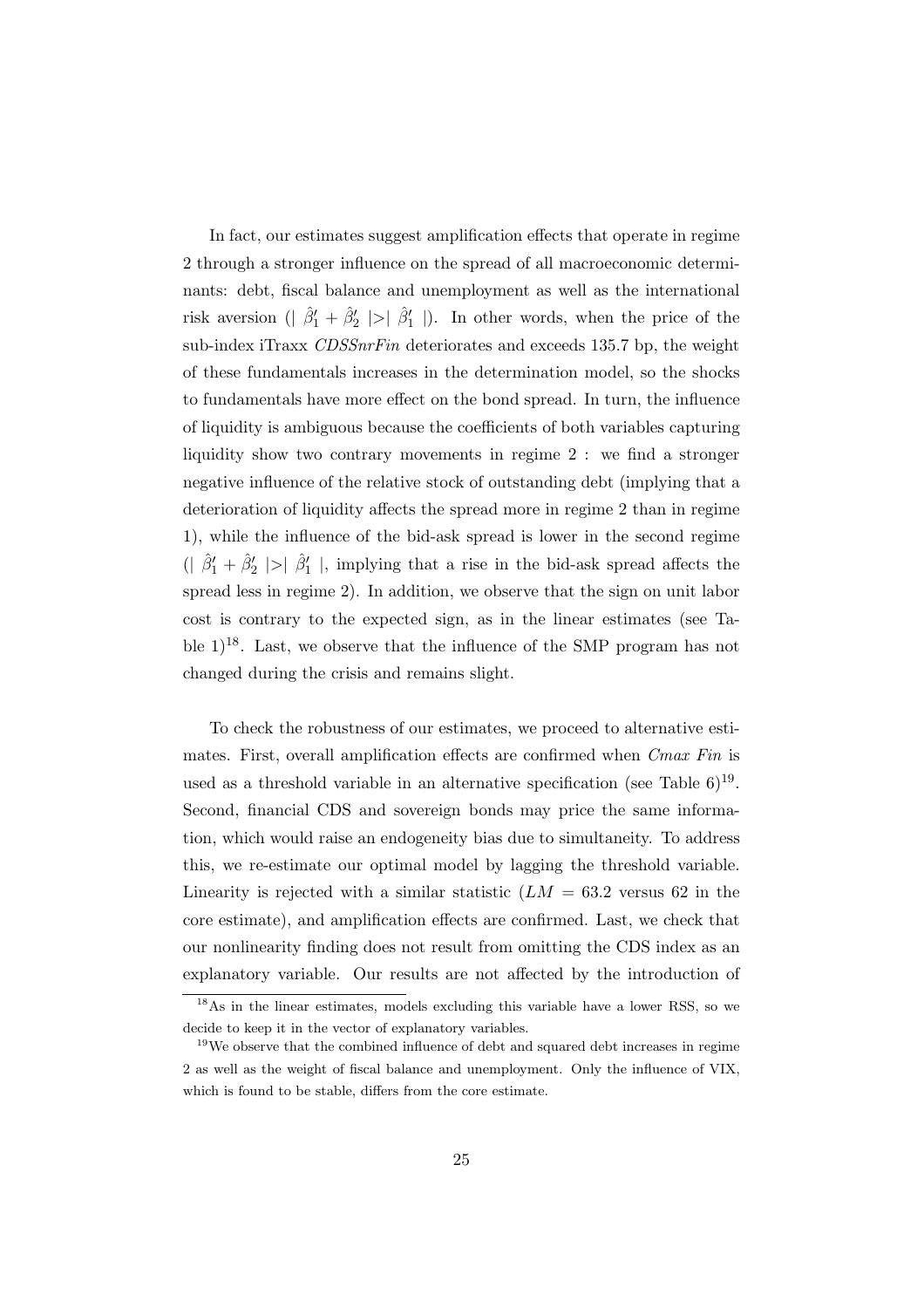In fact, our estimates suggest amplification effects that operate in regime 2 through a stronger influence on the spread of all macroeconomic determinants: debt, fiscal balance and unemployment as well as the international risk aversion ($| \hat{\beta}_1' + \hat{\beta}_2' | > | \hat{\beta}_1' |$). In other words, when the price of the sub-index iTraxx *CDSSnrFin* deteriorates and exceeds 135.7 bp, the weight of these fundamentals increases in the determination model, so the shocks to fundamentals have more effect on the bond spread. In turn, the influence of liquidity is ambiguous because the coefficients of both variables capturing liquidity show two contrary movements in regime 2 : we find a stronger negative influence of the relative stock of outstanding debt (implying that a deterioration of liquidity affects the spread more in regime 2 than in regime 1), while the influence of the bid-ask spread is lower in the second regime ($| \hat{\beta}_1' + \hat{\beta}_2' | > | \hat{\beta}_1' |$, implying that a rise in the bid-ask spread affects the spread less in regime 2). In addition, we observe that the sign on unit labor cost is contrary to the expected sign, as in the linear estimates (see Table 1)[18]. Last, we observe that the influence of the SMP program has not changed during the crisis and remains slight.

To check the robustness of our estimates, we proceed to alternative estimates. First, overall amplification effects are confirmed when *Cmax Fin* is used as a threshold variable in an alternative specification (see Table 6)[19]. Second, financial CDS and sovereign bonds may price the same information, which would raise an endogeneity bias due to simultaneity. To address this, we re-estimate our optimal model by lagging the threshold variable. Linearity is rejected with a similar statistic ($LM = 63.2$ versus 62 in the core estimate), and amplification effects are confirmed. Last, we check that our nonlinearity finding does not result from omitting the CDS index as an explanatory variable. Our results are not affected by the introduction of

[18] As in the linear estimates, models excluding this variable have a lower RSS, so we decide to keep it in the vector of explanatory variables.

[19] We observe that the combined influence of debt and squared debt increases in regime 2 as well as the weight of fiscal balance and unemployment. Only the influence of VIX, which is found to be stable, differs from the core estimate.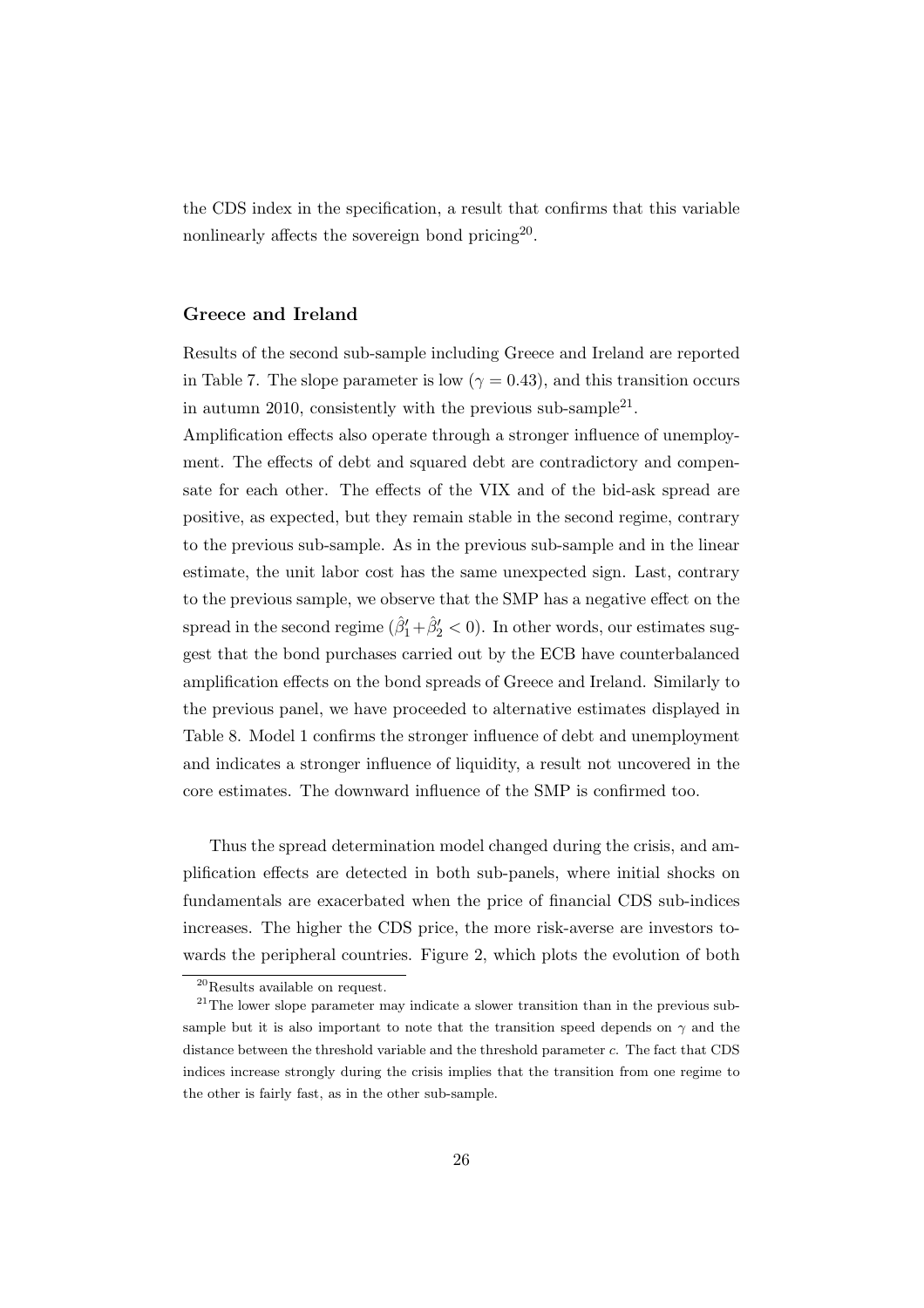the CDS index in the specification, a result that confirms that this variable nonlinearly affects the sovereign bond pricing[20].

### Greece and Ireland

Results of the second sub-sample including Greece and Ireland are reported in Table 7. The slope parameter is low ($\gamma = 0.43$), and this transition occurs in autumn 2010, consistently with the previous sub-sample[21].

Amplification effects also operate through a stronger influence of unemployment. The effects of debt and squared debt are contradictory and compensate for each other. The effects of the VIX and of the bid-ask spread are positive, as expected, but they remain stable in the second regime, contrary to the previous sub-sample. As in the previous sub-sample and in the linear estimate, the unit labor cost has the same unexpected sign. Last, contrary to the previous sample, we observe that the SMP has a negative effect on the spread in the second regime ($\hat{\beta}_1' + \hat{\beta}_2' < 0$). In other words, our estimates suggest that the bond purchases carried out by the ECB have counterbalanced amplification effects on the bond spreads of Greece and Ireland. Similarly to the previous panel, we have proceeded to alternative estimates displayed in Table 8. Model 1 confirms the stronger influence of debt and unemployment and indicates a stronger influence of liquidity, a result not uncovered in the core estimates. The downward influence of the SMP is confirmed too.

Thus the spread determination model changed during the crisis, and amplification effects are detected in both sub-panels, where initial shocks on fundamentals are exacerbated when the price of financial CDS sub-indices increases. The higher the CDS price, the more risk-averse are investors towards the peripheral countries. Figure 2, which plots the evolution of both

[20] Results available on request.

[21] The lower slope parameter may indicate a slower transition than in the previous sub-sample but it is also important to note that the transition speed depends on $\gamma$ and the distance between the threshold variable and the threshold parameter $c$. The fact that CDS indices increase strongly during the crisis implies that the transition from one regime to the other is fairly fast, as in the other sub-sample.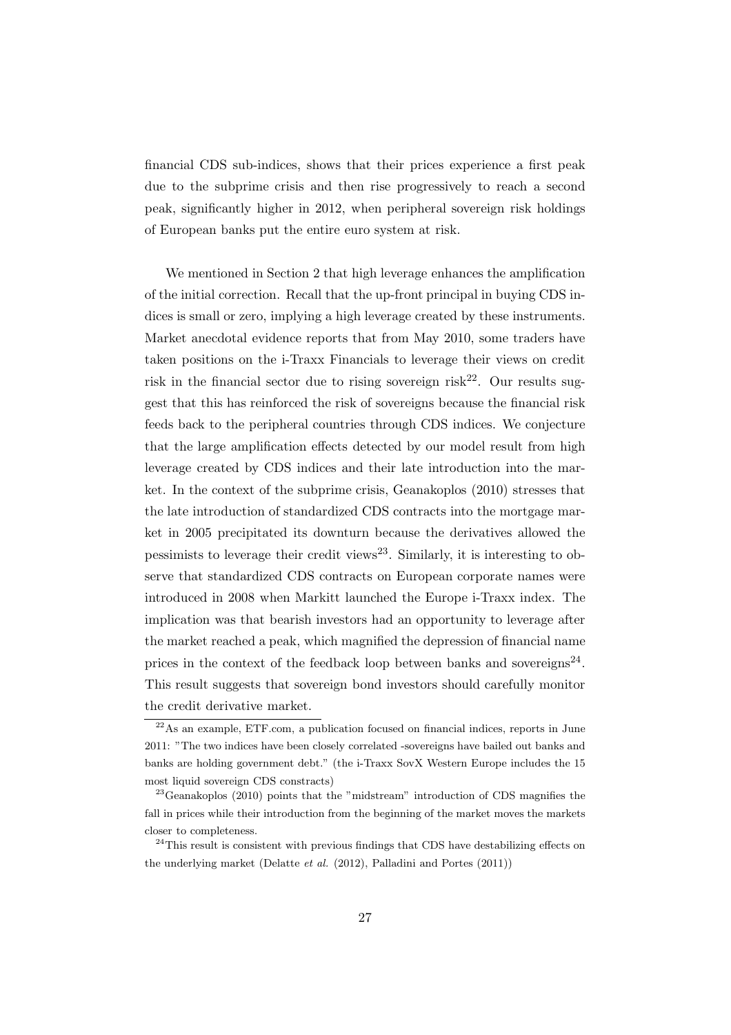financial CDS sub-indices, shows that their prices experience a first peak due to the subprime crisis and then rise progressively to reach a second peak, significantly higher in 2012, when peripheral sovereign risk holdings of European banks put the entire euro system at risk.

We mentioned in Section 2 that high leverage enhances the amplification of the initial correction. Recall that the up-front principal in buying CDS indices is small or zero, implying a high leverage created by these instruments. Market anecdotal evidence reports that from May 2010, some traders have taken positions on the i-Traxx Financials to leverage their views on credit risk in the financial sector due to rising sovereign risk[22]. Our results suggest that this has reinforced the risk of sovereigns because the financial risk feeds back to the peripheral countries through CDS indices. We conjecture that the large amplification effects detected by our model result from high leverage created by CDS indices and their late introduction into the market. In the context of the subprime crisis, Geanakoplos (2010) stresses that the late introduction of standardized CDS contracts into the mortgage market in 2005 precipitated its downturn because the derivatives allowed the pessimists to leverage their credit views[23]. Similarly, it is interesting to observe that standardized CDS contracts on European corporate names were introduced in 2008 when Markitt launched the Europe i-Traxx index. The implication was that bearish investors had an opportunity to leverage after the market reached a peak, which magnified the depression of financial name prices in the context of the feedback loop between banks and sovereigns[24]. This result suggests that sovereign bond investors should carefully monitor the credit derivative market.

[22] As an example, ETF.com, a publication focused on financial indices, reports in June 2011: "The two indices have been closely correlated -sovereigns have bailed out banks and banks are holding government debt." (the i-Traxx SovX Western Europe includes the 15 most liquid sovereign CDS constracts)

[23] Geanakoplos (2010) points that the "midstream" introduction of CDS magnifies the fall in prices while their introduction from the beginning of the market moves the markets closer to completeness.

[24] This result is consistent with previous findings that CDS have destabilizing effects on the underlying market (Delatte *et al.* (2012), Palladini and Portes (2011))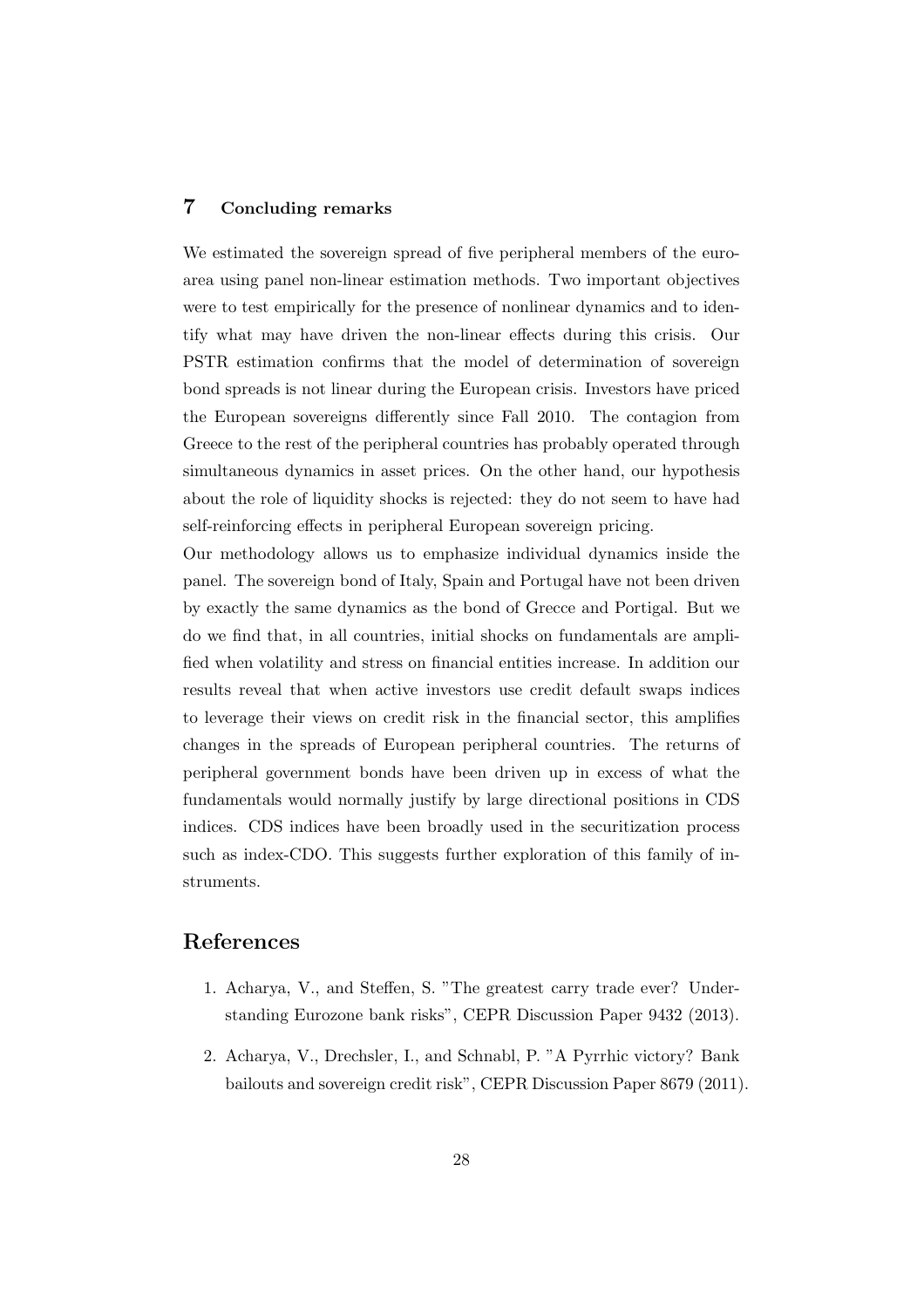## 7 Concluding remarks

We estimated the sovereign spread of five peripheral members of the euro-area using panel non-linear estimation methods. Two important objectives were to test empirically for the presence of nonlinear dynamics and to identify what may have driven the non-linear effects during this crisis. Our PSTR estimation confirms that the model of determination of sovereign bond spreads is not linear during the European crisis. Investors have priced the European sovereigns differently since Fall 2010. The contagion from Greece to the rest of the peripheral countries has probably operated through simultaneous dynamics in asset prices. On the other hand, our hypothesis about the role of liquidity shocks is rejected: they do not seem to have had self-reinforcing effects in peripheral European sovereign pricing.

Our methodology allows us to emphasize individual dynamics inside the panel. The sovereign bond of Italy, Spain and Portugal have not been driven by exactly the same dynamics as the bond of Grecce and Portigal. But we do we find that, in all countries, initial shocks on fundamentals are amplified when volatility and stress on financial entities increase. In addition our results reveal that when active investors use credit default swaps indices to leverage their views on credit risk in the financial sector, this amplifies changes in the spreads of European peripheral countries. The returns of peripheral government bonds have been driven up in excess of what the fundamentals would normally justify by large directional positions in CDS indices. CDS indices have been broadly used in the securitization process such as index-CDO. This suggests further exploration of this family of instruments.

# References

1. Acharya, V., and Steffen, S. "The greatest carry trade ever? Understanding Eurozone bank risks", CEPR Discussion Paper 9432 (2013).
2. Acharya, V., Drechsler, I., and Schnabl, P. "A Pyrrhic victory? Bank bailouts and sovereign credit risk", CEPR Discussion Paper 8679 (2011).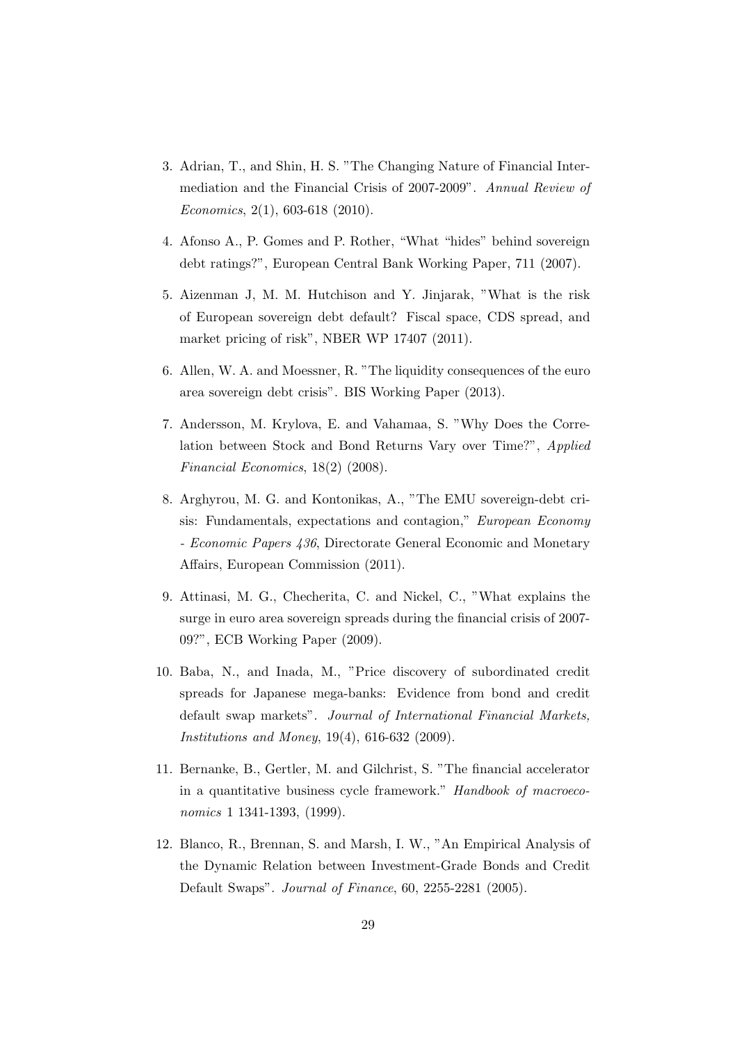3. Adrian, T., and Shin, H. S. "The Changing Nature of Financial Intermediation and the Financial Crisis of 2007-2009". *Annual Review of Economics*, 2(1), 603-618 (2010).

4. Afonso A., P. Gomes and P. Rother, "What "hides" behind sovereign debt ratings?", European Central Bank Working Paper, 711 (2007).

5. Aizenman J, M. M. Hutchison and Y. Jinjarak, "What is the risk of European sovereign debt default? Fiscal space, CDS spread, and market pricing of risk", NBER WP 17407 (2011).

6. Allen, W. A. and Moessner, R. "The liquidity consequences of the euro area sovereign debt crisis". BIS Working Paper (2013).

7. Andersson, M. Krylova, E. and Vahamaa, S. "Why Does the Correlation between Stock and Bond Returns Vary over Time?", *Applied Financial Economics*, 18(2) (2008).

8. Arghyrou, M. G. and Kontonikas, A., "The EMU sovereign-debt crisis: Fundamentals, expectations and contagion," *European Economy - Economic Papers 436*, Directorate General Economic and Monetary Affairs, European Commission (2011).

9. Attinasi, M. G., Checherita, C. and Nickel, C., "What explains the surge in euro area sovereign spreads during the financial crisis of 2007-09?", ECB Working Paper (2009).

10. Baba, N., and Inada, M., "Price discovery of subordinated credit spreads for Japanese mega-banks: Evidence from bond and credit default swap markets". *Journal of International Financial Markets, Institutions and Money*, 19(4), 616-632 (2009).

11. Bernanke, B., Gertler, M. and Gilchrist, S. "The financial accelerator in a quantitative business cycle framework." *Handbook of macroeconomics* 1 1341-1393, (1999).

12. Blanco, R., Brennan, S. and Marsh, I. W., "An Empirical Analysis of the Dynamic Relation between Investment-Grade Bonds and Credit Default Swaps". *Journal of Finance*, 60, 2255-2281 (2005).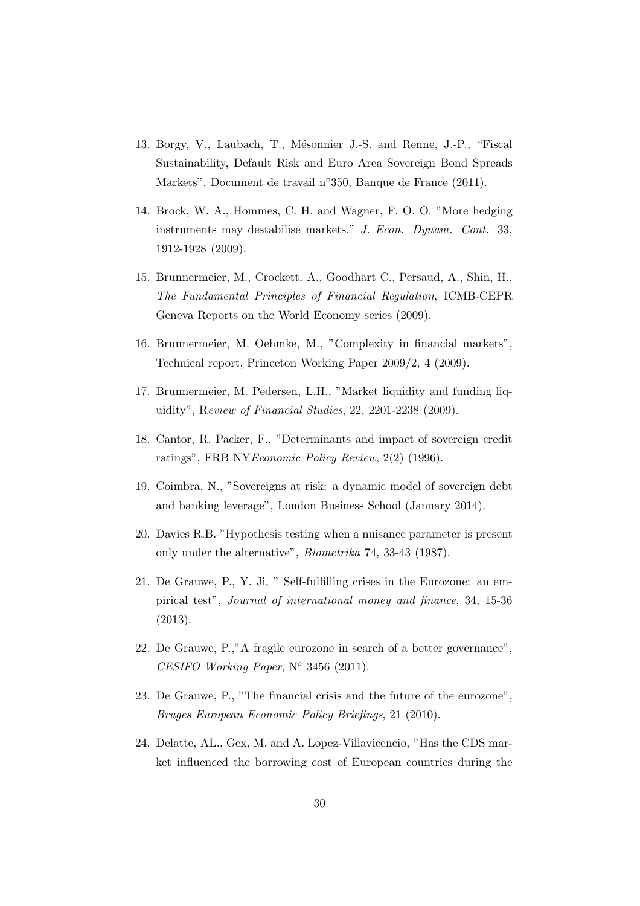13. Borgy, V., Laubach, T., Mésonnier J.-S. and Renne, J.-P., "Fiscal Sustainability, Default Risk and Euro Area Sovereign Bond Spreads Markets", Document de travail n°350, Banque de France (2011).

14. Brock, W. A., Hommes, C. H. and Wagner, F. O. O. "More hedging instruments may destabilise markets." *J. Econ. Dynam. Cont.* 33, 1912-1928 (2009).

15. Brunnermeier, M., Crockett, A., Goodhart C., Persaud, A., Shin, H., *The Fundamental Principles of Financial Regulation*, ICMB-CEPR Geneva Reports on the World Economy series (2009).

16. Brunnermeier, M. Oehmke, M., "Complexity in financial markets", Technical report, Princeton Working Paper 2009/2, 4 (2009).

17. Brunnermeier, M. Pedersen, L.H., "Market liquidity and funding liquidity", R*eview of Financial Studies*, 22, 2201-2238 (2009).

18. Cantor, R. Packer, F., "Determinants and impact of sovereign credit ratings", FRB NY*Economic Policy Review*, 2(2) (1996).

19. Coimbra, N., "Sovereigns at risk: a dynamic model of sovereign debt and banking leverage", London Business School (January 2014).

20. Davies R.B. "Hypothesis testing when a nuisance parameter is present only under the alternative", *Biometrika* 74, 33-43 (1987).

21. De Grauwe, P., Y. Ji, " Self-fulfilling crises in the Eurozone: an empirical test", *Journal of international money and finance*, 34, 15-36 (2013).

22. De Grauwe, P.,"A fragile eurozone in search of a better governance", *CESIFO Working Paper*, N° 3456 (2011).

23. De Grauwe, P., "The financial crisis and the future of the eurozone", *Bruges European Economic Policy Briefings*, 21 (2010).

24. Delatte, AL., Gex, M. and A. Lopez-Villavicencio, "Has the CDS market influenced the borrowing cost of European countries during the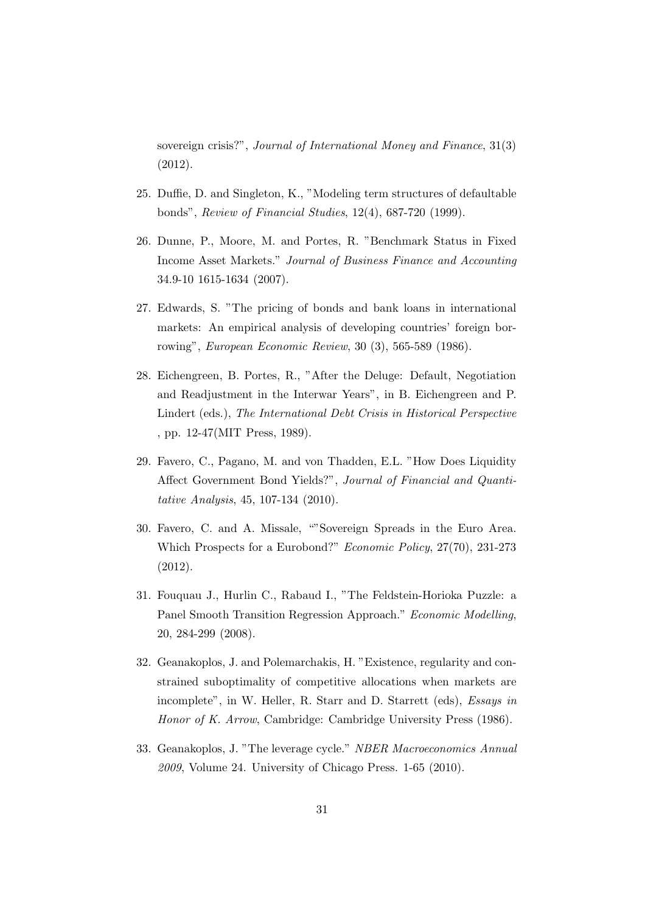sovereign crisis?", *Journal of International Money and Finance*, 31(3) (2012).

25. Duffie, D. and Singleton, K., "Modeling term structures of defaultable bonds", *Review of Financial Studies*, 12(4), 687-720 (1999).

26. Dunne, P., Moore, M. and Portes, R. "Benchmark Status in Fixed Income Asset Markets." *Journal of Business Finance and Accounting* 34.9-10 1615-1634 (2007).

27. Edwards, S. "The pricing of bonds and bank loans in international markets: An empirical analysis of developing countries' foreign borrowing", *European Economic Review*, 30 (3), 565-589 (1986).

28. Eichengreen, B. Portes, R., "After the Deluge: Default, Negotiation and Readjustment in the Interwar Years", in B. Eichengreen and P. Lindert (eds.), *The International Debt Crisis in Historical Perspective* , pp. 12-47(MIT Press, 1989).

29. Favero, C., Pagano, M. and von Thadden, E.L. "How Does Liquidity Affect Government Bond Yields?", *Journal of Financial and Quantitative Analysis*, 45, 107-134 (2010).

30. Favero, C. and A. Missale, ""Sovereign Spreads in the Euro Area. Which Prospects for a Eurobond?" *Economic Policy*, 27(70), 231-273 (2012).

31. Fouquau J., Hurlin C., Rabaud I., "The Feldstein-Horioka Puzzle: a Panel Smooth Transition Regression Approach." *Economic Modelling*, 20, 284-299 (2008).

32. Geanakoplos, J. and Polemarchakis, H. "Existence, regularity and constrained suboptimality of competitive allocations when markets are incomplete", in W. Heller, R. Starr and D. Starrett (eds), *Essays in Honor of K. Arrow*, Cambridge: Cambridge University Press (1986).

33. Geanakoplos, J. "The leverage cycle." *NBER Macroeconomics Annual 2009*, Volume 24. University of Chicago Press. 1-65 (2010).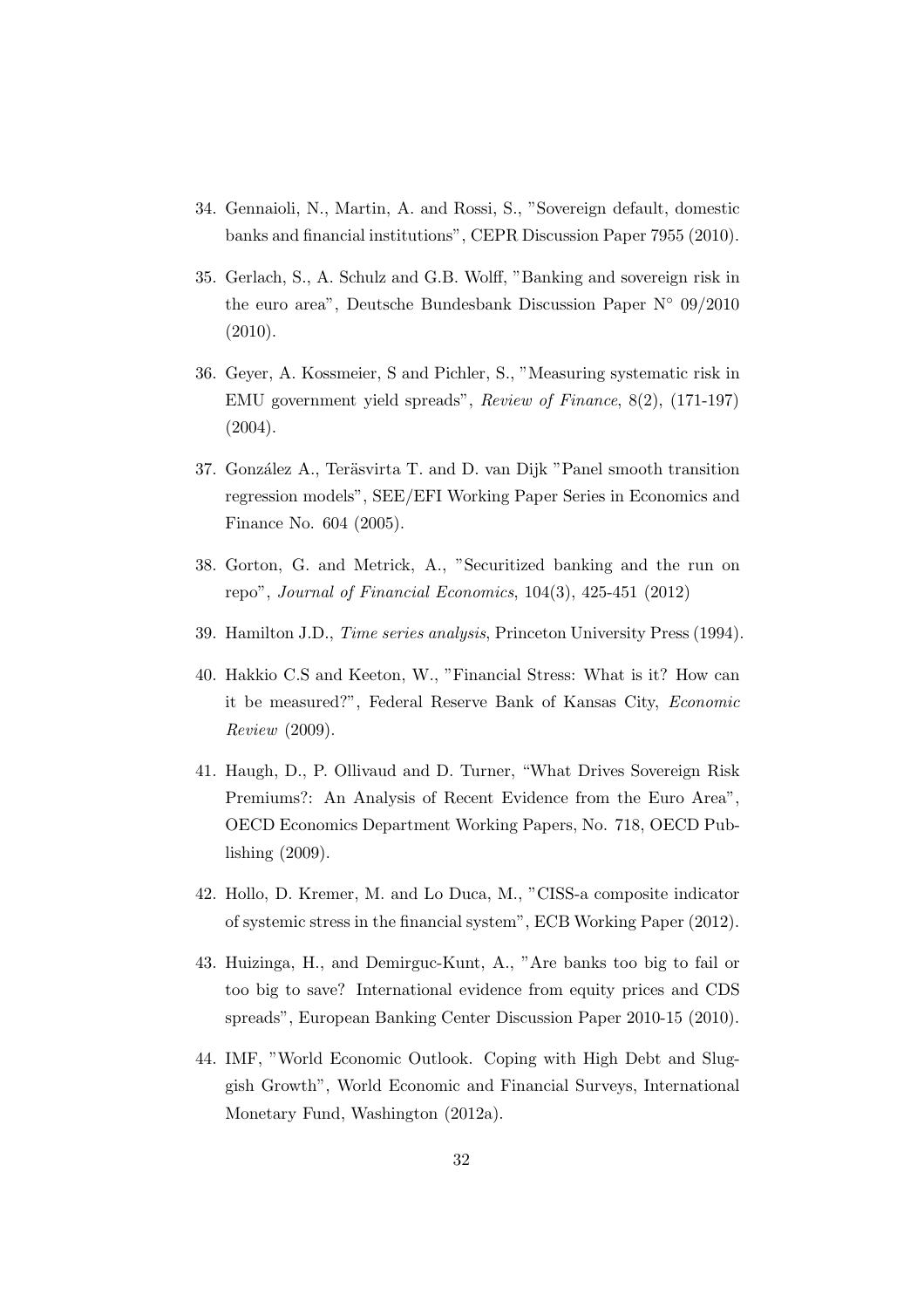34. Gennaioli, N., Martin, A. and Rossi, S., "Sovereign default, domestic banks and financial institutions", CEPR Discussion Paper 7955 (2010).

35. Gerlach, S., A. Schulz and G.B. Wolff, "Banking and sovereign risk in the euro area", Deutsche Bundesbank Discussion Paper N° 09/2010 (2010).

36. Geyer, A. Kossmeier, S and Pichler, S., "Measuring systematic risk in EMU government yield spreads", *Review of Finance*, 8(2), (171-197) (2004).

37. González A., Teräsvirta T. and D. van Dijk "Panel smooth transition regression models", SEE/EFI Working Paper Series in Economics and Finance No. 604 (2005).

38. Gorton, G. and Metrick, A., "Securitized banking and the run on repo", *Journal of Financial Economics*, 104(3), 425-451 (2012)

39. Hamilton J.D., *Time series analysis*, Princeton University Press (1994).

40. Hakkio C.S and Keeton, W., "Financial Stress: What is it? How can it be measured?", Federal Reserve Bank of Kansas City, *Economic Review* (2009).

41. Haugh, D., P. Ollivaud and D. Turner, "What Drives Sovereign Risk Premiums?: An Analysis of Recent Evidence from the Euro Area", OECD Economics Department Working Papers, No. 718, OECD Publishing (2009).

42. Hollo, D. Kremer, M. and Lo Duca, M., "CISS-a composite indicator of systemic stress in the financial system", ECB Working Paper (2012).

43. Huizinga, H., and Demirguc-Kunt, A., "Are banks too big to fail or too big to save? International evidence from equity prices and CDS spreads", European Banking Center Discussion Paper 2010-15 (2010).

44. IMF, "World Economic Outlook. Coping with High Debt and Sluggish Growth", World Economic and Financial Surveys, International Monetary Fund, Washington (2012a).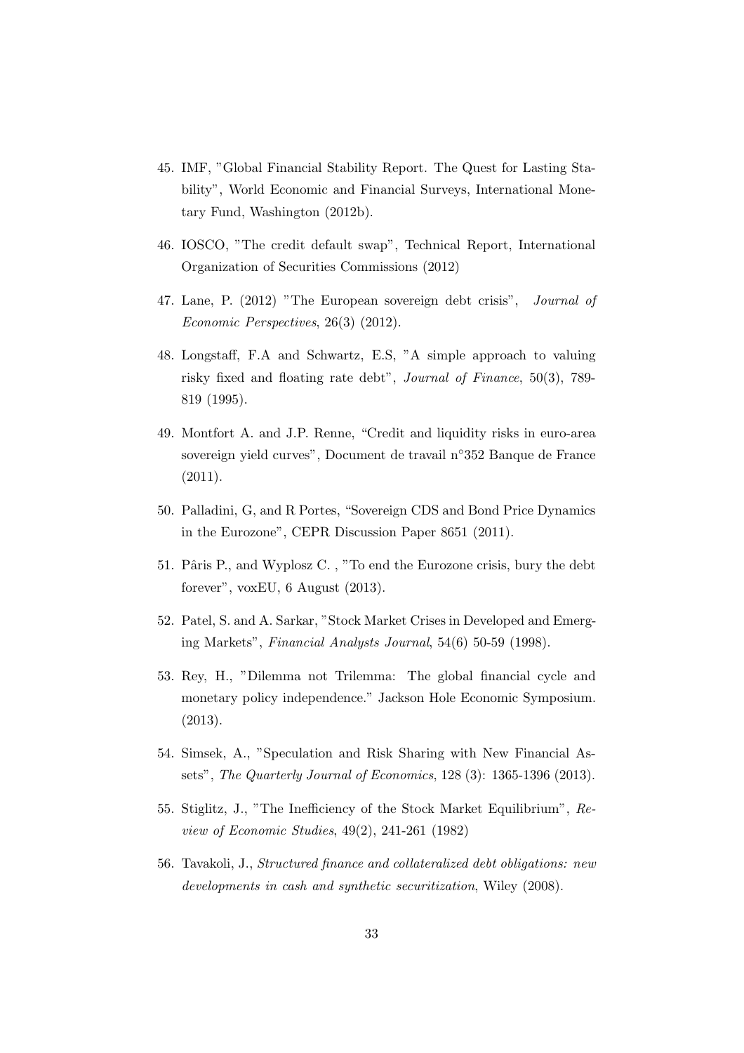45. IMF, "Global Financial Stability Report. The Quest for Lasting Stability", World Economic and Financial Surveys, International Monetary Fund, Washington (2012b).

46. IOSCO, "The credit default swap", Technical Report, International Organization of Securities Commissions (2012)

47. Lane, P. (2012) "The European sovereign debt crisis", *Journal of Economic Perspectives*, 26(3) (2012).

48. Longstaff, F.A and Schwartz, E.S, "A simple approach to valuing risky fixed and floating rate debt", *Journal of Finance*, 50(3), 789-819 (1995).

49. Montfort A. and J.P. Renne, "Credit and liquidity risks in euro-area sovereign yield curves", Document de travail n°352 Banque de France (2011).

50. Palladini, G, and R Portes, "Sovereign CDS and Bond Price Dynamics in the Eurozone", CEPR Discussion Paper 8651 (2011).

51. Pâris P., and Wyplosz C. , "To end the Eurozone crisis, bury the debt forever", voxEU, 6 August (2013).

52. Patel, S. and A. Sarkar, "Stock Market Crises in Developed and Emerging Markets", *Financial Analysts Journal*, 54(6) 50-59 (1998).

53. Rey, H., "Dilemma not Trilemma: The global financial cycle and monetary policy independence." Jackson Hole Economic Symposium. (2013).

54. Simsek, A., "Speculation and Risk Sharing with New Financial Assets", *The Quarterly Journal of Economics*, 128 (3): 1365-1396 (2013).

55. Stiglitz, J., "The Inefficiency of the Stock Market Equilibrium", *Review of Economic Studies*, 49(2), 241-261 (1982)

56. Tavakoli, J., *Structured finance and collateralized debt obligations: new developments in cash and synthetic securitization*, Wiley (2008).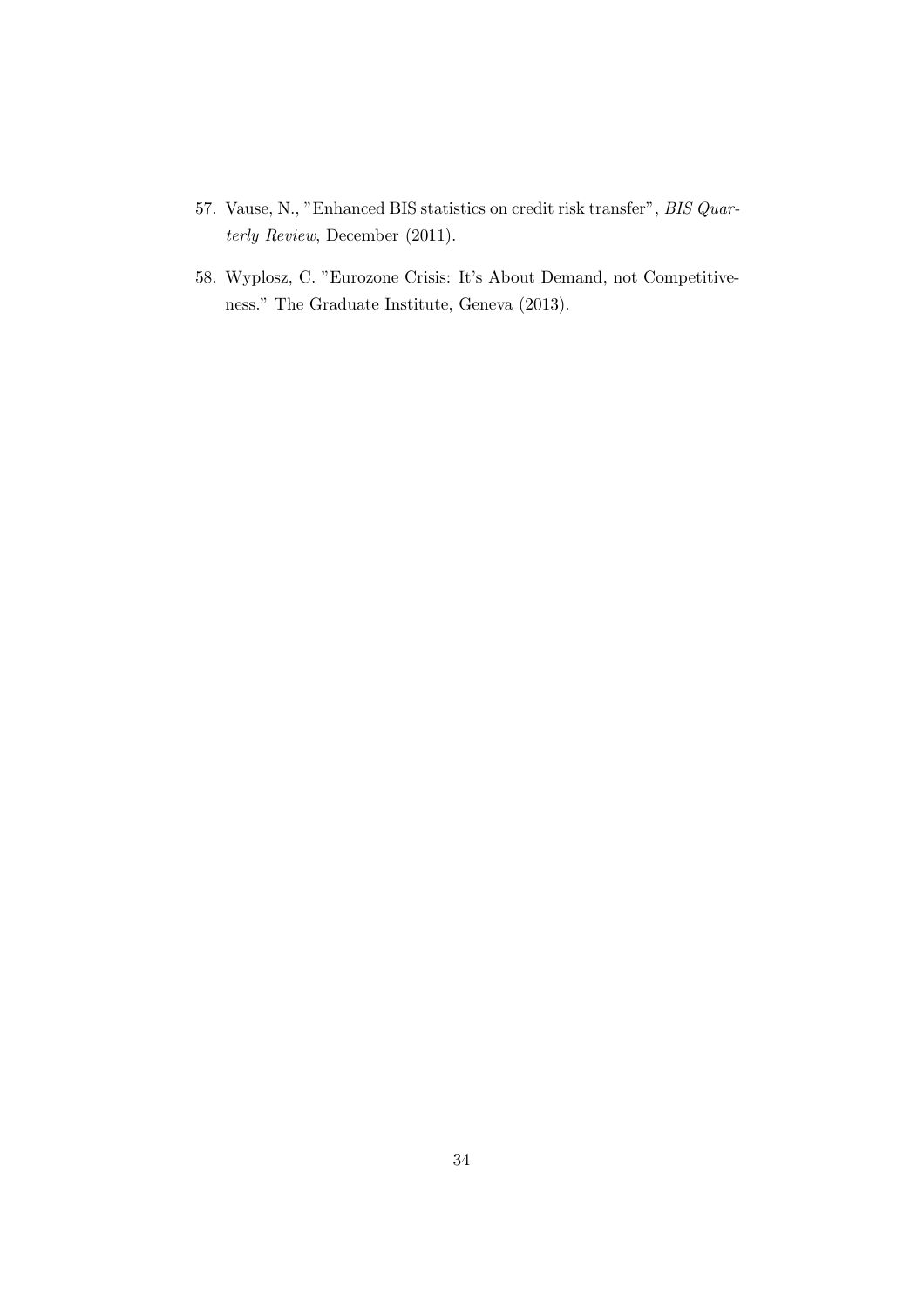57. Vause, N., "Enhanced BIS statistics on credit risk transfer", *BIS Quarterly Review*, December (2011).

58. Wyplosz, C. "Eurozone Crisis: It's About Demand, not Competitiveness." The Graduate Institute, Geneva (2013).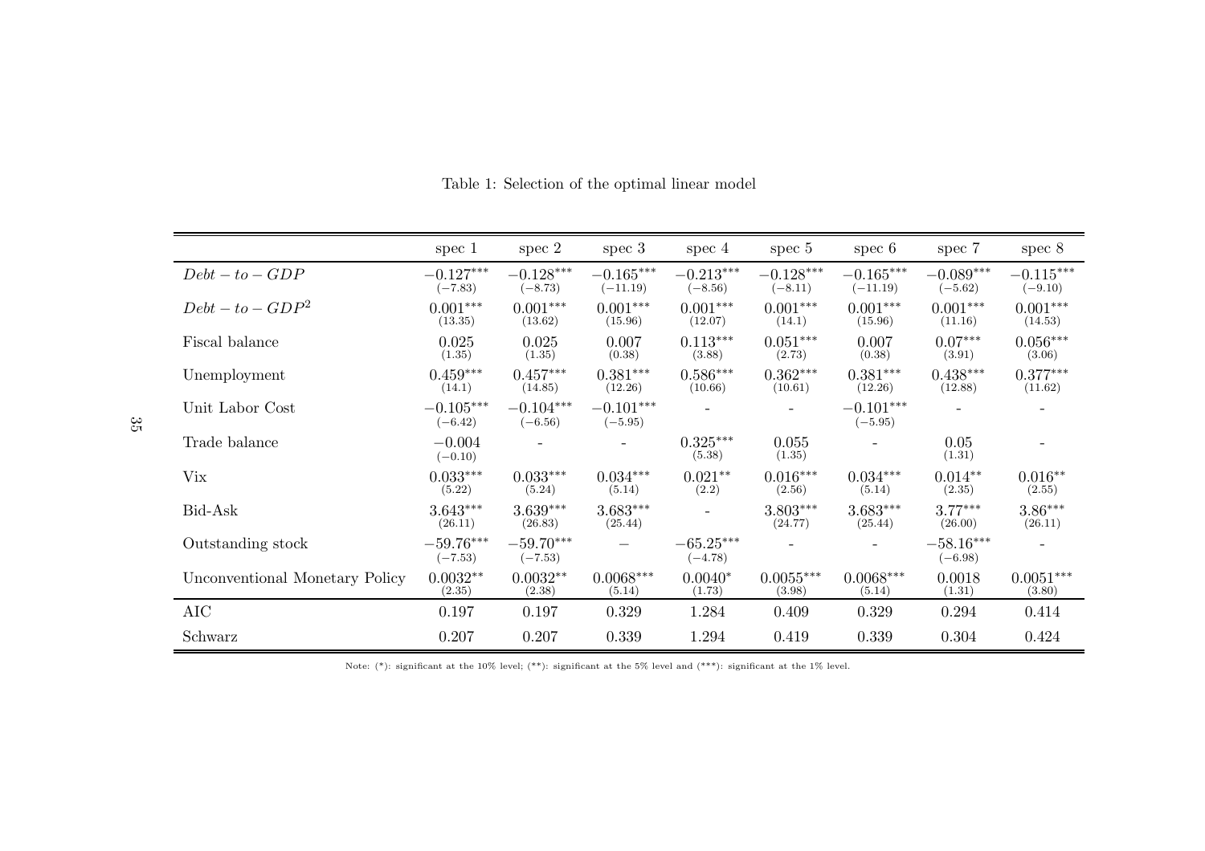Table 1: Selection of the optimal linear model

| | spec 1 | spec 2 | spec 3 | spec 4 | spec 5 | spec 6 | spec 7 | spec 8 |
|---|---|---|---|---|---|---|---|---|
| $Debt-to-GDP$ | $-0.127^{***}$ (−7.83) | $-0.128^{***}$ (−8.73) | $-0.165^{***}$ (−11.19) | $-0.213^{***}$ (−8.56) | $-0.128^{***}$ (−8.11) | $-0.165^{***}$ (−11.19) | $-0.089^{***}$ (−5.62) | $-0.115^{***}$ (−9.10) |
| $Debt-to-GDP^2$ | $0.001^{***}$ (13.35) | $0.001^{***}$ (13.62) | $0.001^{***}$ (15.96) | $0.001^{***}$ (12.07) | $0.001^{***}$ (14.1) | $0.001^{***}$ (15.96) | $0.001^{***}$ (11.16) | $0.001^{***}$ (14.53) |
| Fiscal balance | 0.025 (1.35) | 0.025 (1.35) | 0.007 (0.38) | $0.113^{***}$ (3.88) | $0.051^{***}$ (2.73) | 0.007 (0.38) | $0.07^{***}$ (3.91) | $0.056^{***}$ (3.06) |
| Unemployment | $0.459^{***}$ (14.1) | $0.457^{***}$ (14.85) | $0.381^{***}$ (12.26) | $0.586^{***}$ (10.66) | $0.362^{***}$ (10.61) | $0.381^{***}$ (12.26) | $0.438^{***}$ (12.88) | $0.377^{***}$ (11.62) |
| Unit Labor Cost | $-0.105^{***}$ (−6.42) | $-0.104^{***}$ (−6.56) | $-0.101^{***}$ (−5.95) | - | - | $-0.101^{***}$ (−5.95) | - | - |
| Trade balance | −0.004 (−0.10) | - | - | $0.325^{***}$ (5.38) | 0.055 (1.35) | - | 0.05 (1.31) | - |
| Vix | $0.033^{***}$ (5.22) | $0.033^{***}$ (5.24) | $0.034^{***}$ (5.14) | $0.021^{**}$ (2.2) | $0.016^{***}$ (2.56) | $0.034^{***}$ (5.14) | $0.014^{**}$ (2.35) | $0.016^{**}$ (2.55) |
| Bid-Ask | $3.643^{***}$ (26.11) | $3.639^{***}$ (26.83) | $3.683^{***}$ (25.44) | - | $3.803^{***}$ (24.77) | $3.683^{***}$ (25.44) | $3.77^{***}$ (26.00) | $3.86^{***}$ (26.11) |
| Outstanding stock | $-59.76^{***}$ (−7.53) | $-59.70^{***}$ (−7.53) | − | $-65.25^{***}$ (−4.78) | - | - | $-58.16^{***}$ (−6.98) | - |
| Unconventional Monetary Policy | $0.0032^{**}$ (2.35) | $0.0032^{**}$ (2.38) | $0.0068^{***}$ (5.14) | $0.0040^{*}$ (1.73) | $0.0055^{***}$ (3.98) | $0.0068^{***}$ (5.14) | 0.0018 (1.31) | $0.0051^{***}$ (3.80) |
| AIC | 0.197 | 0.197 | 0.329 | 1.284 | 0.409 | 0.329 | 0.294 | 0.414 |
| Schwarz | 0.207 | 0.207 | 0.339 | 1.294 | 0.419 | 0.339 | 0.304 | 0.424 |

Note: (*): significant at the 10% level; (**): significant at the 5% level and (***): significant at the 1% level.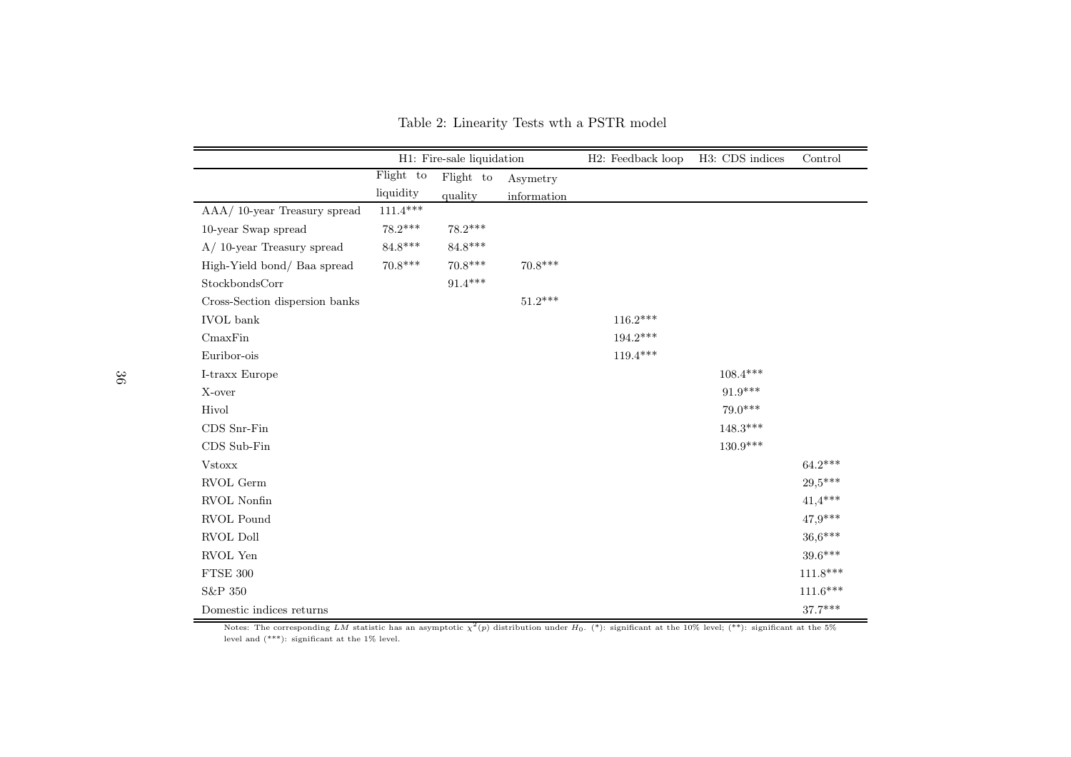Table 2: Linearity Tests wth a PSTR model

| | H1: Fire-sale liquidation | | | H2: Feedback loop | H3: CDS indices | Control |
|---|---|---|---|---|---|---|
| | Flight to liquidity | Flight to quality | Asymetry information | | | |
| AAA/ 10-year Treasury spread | 111.4*** | | | | | |
| 10-year Swap spread | 78.2*** | 78.2*** | | | | |
| A/ 10-year Treasury spread | 84.8*** | 84.8*** | | | | |
| High-Yield bond/ Baa spread | 70.8*** | 70.8*** | 70.8*** | | | |
| StockbondsCorr | | 91.4*** | | | | |
| Cross-Section dispersion banks | | | 51.2*** | | | |
| IVOL bank | | | | 116.2*** | | |
| CmaxFin | | | | 194.2*** | | |
| Euribor-ois | | | | 119.4*** | | |
| I-traxx Europe | | | | | 108.4*** | |
| X-over | | | | | 91.9*** | |
| Hivol | | | | | 79.0*** | |
| CDS Snr-Fin | | | | | 148.3*** | |
| CDS Sub-Fin | | | | | 130.9*** | |
| Vstoxx | | | | | | 64.2*** |
| RVOL Germ | | | | | | 29,5*** |
| RVOL Nonfin | | | | | | 41,4*** |
| RVOL Pound | | | | | | 47,9*** |
| RVOL Doll | | | | | | 36,6*** |
| RVOL Yen | | | | | | 39.6*** |
| FTSE 300 | | | | | | 111.8*** |
| S&P 350 | | | | | | 111.6*** |
| Domestic indices returns | | | | | | 37.7*** |

Notes: The corresponding $LM$ statistic has an asymptotic $\chi^2(p)$ distribution under $H_0$. (*): significant at the 10% level; (**): significant at the 5% level and (***): significant at the 1% level.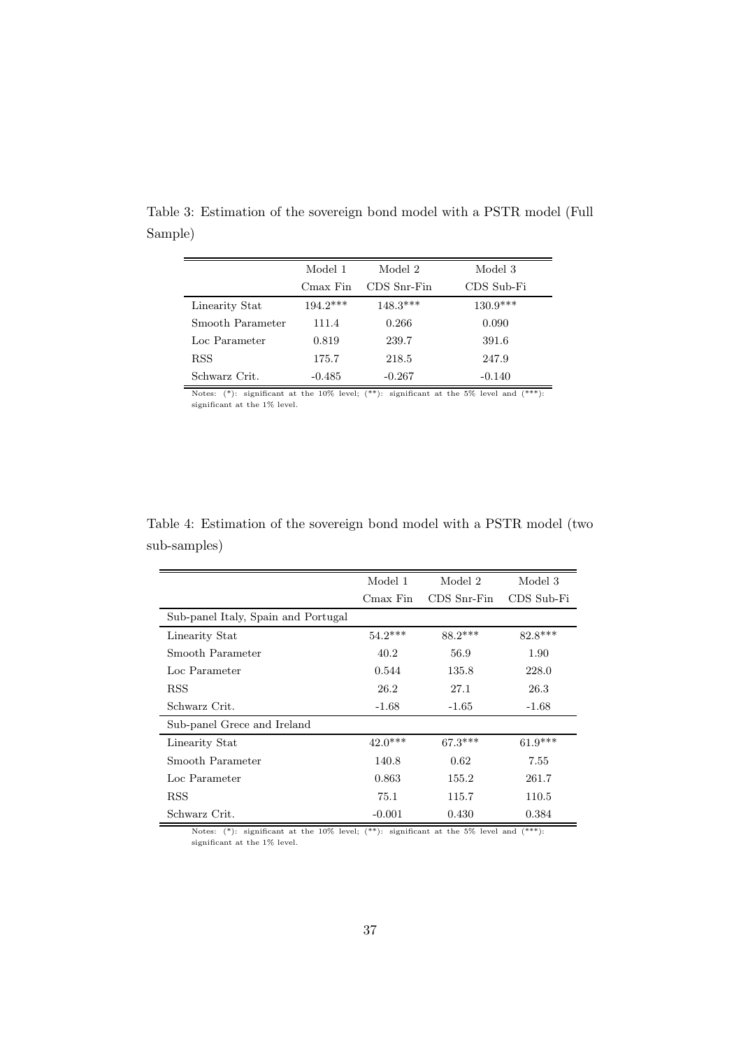Table 3: Estimation of the sovereign bond model with a PSTR model (Full Sample)

| | Model 1 | Model 2 | Model 3 |
|---|---|---|---|
| | Cmax Fin | CDS Snr-Fin | CDS Sub-Fi |
| Linearity Stat | 194.2*** | 148.3*** | 130.9*** |
| Smooth Parameter | 111.4 | 0.266 | 0.090 |
| Loc Parameter | 0.819 | 239.7 | 391.6 |
| RSS | 175.7 | 218.5 | 247.9 |
| Schwarz Crit. | -0.485 | -0.267 | -0.140 |

Notes: (*): significant at the 10% level; (**): significant at the 5% level and (***): significant at the 1% level.

Table 4: Estimation of the sovereign bond model with a PSTR model (two sub-samples)

| | Model 1 | Model 2 | Model 3 |
|---|---|---|---|
| | Cmax Fin | CDS Snr-Fin | CDS Sub-Fi |
| Sub-panel Italy, Spain and Portugal | | | |
| Linearity Stat | 54.2*** | 88.2*** | 82.8*** |
| Smooth Parameter | 40.2 | 56.9 | 1.90 |
| Loc Parameter | 0.544 | 135.8 | 228.0 |
| RSS | 26.2 | 27.1 | 26.3 |
| Schwarz Crit. | -1.68 | -1.65 | -1.68 |
| Sub-panel Grece and Ireland | | | |
| Linearity Stat | 42.0*** | 67.3*** | 61.9*** |
| Smooth Parameter | 140.8 | 0.62 | 7.55 |
| Loc Parameter | 0.863 | 155.2 | 261.7 |
| RSS | 75.1 | 115.7 | 110.5 |
| Schwarz Crit. | -0.001 | 0.430 | 0.384 |

Notes: (*): significant at the 10% level; (**): significant at the 5% level and (***): significant at the 1% level.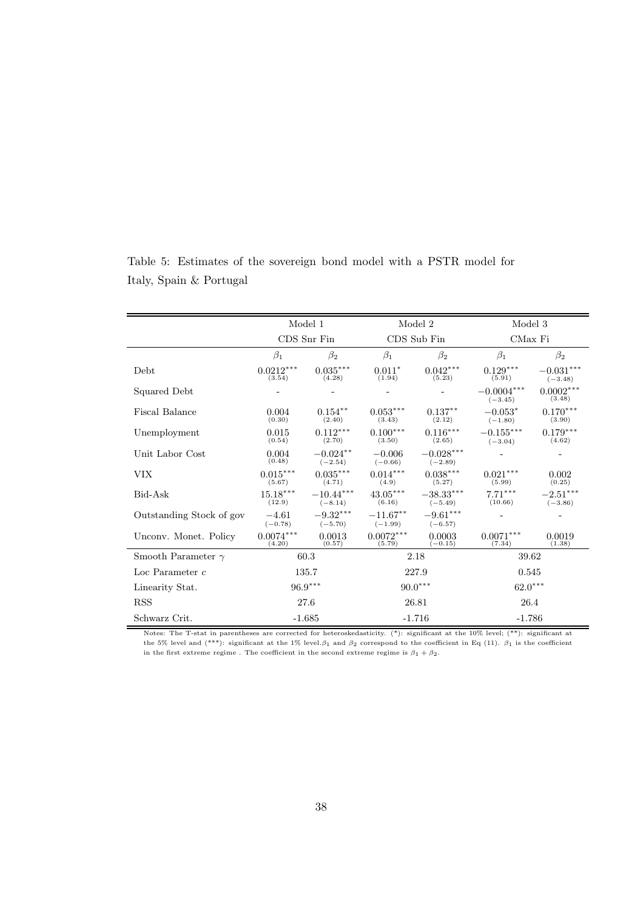Table 5: Estimates of the sovereign bond model with a PSTR model for Italy, Spain & Portugal

| | Model 1 | | Model 2 | | Model 3 | |
|---|---|---|---|---|---|---|
| | CDS Snr Fin | | CDS Sub Fin | | CMax Fi | |
| | $\beta_1$ | $\beta_2$ | $\beta_1$ | $\beta_2$ | $\beta_1$ | $\beta_2$ |
| Debt | $0.0212^{***}$ (3.54) | $0.035^{***}$ (4.28) | $0.011^{*}$ (1.94) | $0.042^{***}$ (5.23) | $0.129^{***}$ (5.91) | $-0.031^{***}$ (−3.48) |
| Squared Debt | - | - | - | - | $-0.0004^{***}$ (−3.45) | $0.0002^{***}$ (3.48) |
| Fiscal Balance | 0.004 (0.30) | $0.154^{**}$ (2.40) | $0.053^{***}$ (3.43) | $0.137^{**}$ (2.12) | $-0.053^{*}$ (−1.80) | $0.170^{***}$ (3.90) |
| Unemployment | 0.015 (0.54) | $0.112^{***}$ (2.70) | $0.100^{***}$ (3.50) | $0.116^{***}$ (2.65) | $-0.155^{***}$ (−3.04) | $0.179^{***}$ (4.62) |
| Unit Labor Cost | 0.004 (0.48) | $-0.024^{**}$ (−2.54) | −0.006 (−0.66) | $-0.028^{***}$ (−2.89) | - | - |
| VIX | $0.015^{***}$ (5.67) | $0.035^{***}$ (4.71) | $0.014^{***}$ (4.9) | $0.038^{***}$ (5.27) | $0.021^{***}$ (5.99) | 0.002 (0.25) |
| Bid-Ask | $15.18^{***}$ (12.9) | $-10.44^{***}$ (−8.14) | $43.05^{***}$ (6.16) | $-38.33^{***}$ (−5.49) | $7.71^{***}$ (10.66) | $-2.51^{***}$ (−3.86) |
| Outstanding Stock of gov | −4.61 (−0.78) | $-9.32^{***}$ (−5.70) | $-11.67^{**}$ (−1.99) | $-9.61^{***}$ (−6.57) | - | - |
| Unconv. Monet. Policy | $0.0074^{***}$ (4.20) | 0.0013 (0.57) | $0.0072^{***}$ (5.79) | 0.0003 (−0.15) | $0.0071^{***}$ (7.34) | 0.0019 (1.38) |
| Smooth Parameter $\gamma$ | 60.3 | | 2.18 | | 39.62 | |
| Loc Parameter $c$ | 135.7 | | 227.9 | | 0.545 | |
| Linearity Stat. | $96.9^{***}$ | | $90.0^{***}$ | | $62.0^{***}$ | |
| RSS | 27.6 | | 26.81 | | 26.4 | |
| Schwarz Crit. | -1.685 | | -1.716 | | -1.786 | |

Notes: The T-stat in parentheses are corrected for heteroskedasticity. (*): significant at the 10% level; (**): significant at the 5% level and (***): significant at the 1% level. $\beta_1$ and $\beta_2$ correspond to the coefficient in Eq (11). $\beta_1$ is the coefficient in the first extreme regime . The coefficient in the second extreme regime is $\beta_1 + \beta_2$.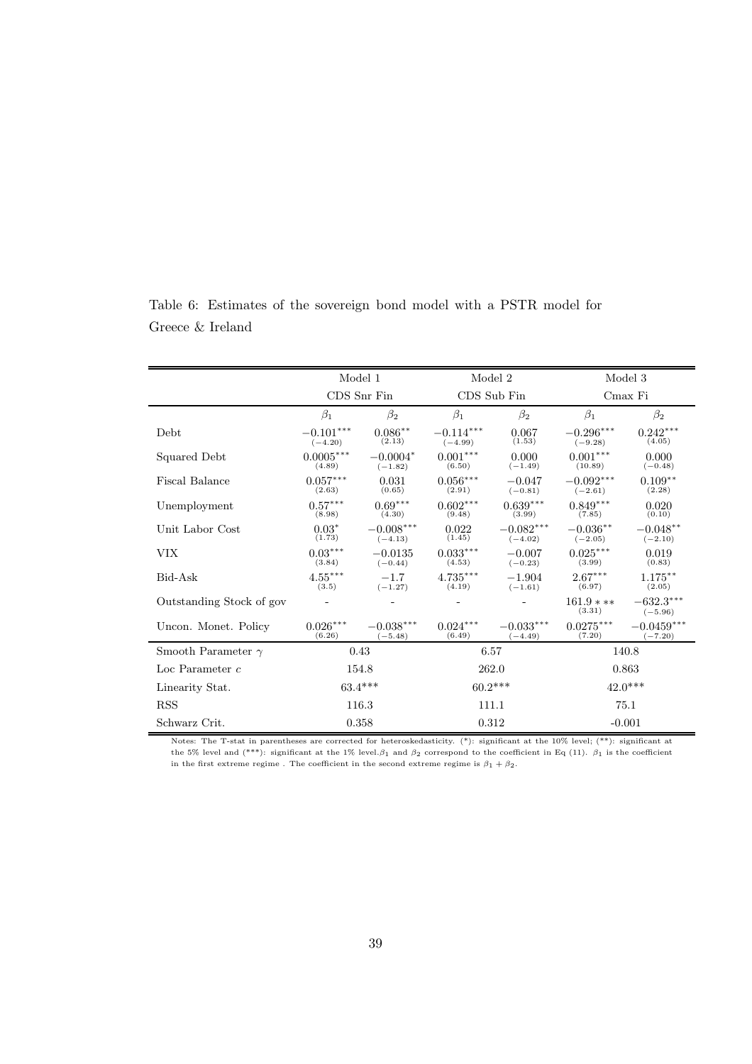Table 6: Estimates of the sovereign bond model with a PSTR model for Greece & Ireland

| | Model 1 | | Model 2 | | Model 3 | |
|---|---|---|---|---|---|---|
| | CDS Snr Fin | | CDS Sub Fin | | Cmax Fi | |
| | $\beta_1$ | $\beta_2$ | $\beta_1$ | $\beta_2$ | $\beta_1$ | $\beta_2$ |
| Debt | $-0.101^{***}$ $(-4.20)$ | $0.086^{**}$ $(2.13)$ | $-0.114^{***}$ $(-4.99)$ | $0.067$ $(1.53)$ | $-0.296^{***}$ $(-9.28)$ | $0.242^{***}$ $(4.05)$ |
| Squared Debt | $0.0005^{***}$ $(4.89)$ | $-0.0004^{*}$ $(-1.82)$ | $0.001^{***}$ $(6.50)$ | $0.000$ $(-1.49)$ | $0.001^{***}$ $(10.89)$ | $0.000$ $(-0.48)$ |
| Fiscal Balance | $0.057^{***}$ $(2.63)$ | $0.031$ $(0.65)$ | $0.056^{***}$ $(2.91)$ | $-0.047$ $(-0.81)$ | $-0.092^{***}$ $(-2.61)$ | $0.109^{**}$ $(2.28)$ |
| Unemployment | $0.57^{***}$ $(8.98)$ | $0.69^{***}$ $(4.30)$ | $0.602^{***}$ $(9.48)$ | $0.639^{***}$ $(3.99)$ | $0.849^{***}$ $(7.85)$ | $0.020$ $(0.10)$ |
| Unit Labor Cost | $0.03^{*}$ $(1.73)$ | $-0.008^{***}$ $(-4.13)$ | $0.022$ $(1.45)$ | $-0.082^{***}$ $(-4.02)$ | $-0.036^{**}$ $(-2.05)$ | $-0.048^{**}$ $(-2.10)$ |
| VIX | $0.03^{***}$ $(3.84)$ | $-0.0135$ $(-0.44)$ | $0.033^{***}$ $(4.53)$ | $-0.007$ $(-0.23)$ | $0.025^{***}$ $(3.99)$ | $0.019$ $(0.83)$ |
| Bid-Ask | $4.55^{***}$ $(3.5)$ | $-1.7$ $(-1.27)$ | $4.735^{***}$ $(4.19)$ | $-1.904$ $(-1.61)$ | $2.67^{***}$ $(6.97)$ | $1.175^{**}$ $(2.05)$ |
| Outstanding Stock of gov | - | - | - | - | $161.9***$ $(3.31)$ | $-632.3^{***}$ $(-5.96)$ |
| Uncon. Monet. Policy | $0.026^{***}$ $(6.26)$ | $-0.038^{***}$ $(-5.48)$ | $0.024^{***}$ $(6.49)$ | $-0.033^{***}$ $(-4.49)$ | $0.0275^{***}$ $(7.20)$ | $-0.0459^{***}$ $(-7.20)$ |
| Smooth Parameter $\gamma$ | 0.43 | | 6.57 | | 140.8 | |
| Loc Parameter $c$ | 154.8 | | 262.0 | | 0.863 | |
| Linearity Stat. | 63.4*** | | 60.2*** | | 42.0*** | |
| RSS | 116.3 | | 111.1 | | 75.1 | |
| Schwarz Crit. | 0.358 | | 0.312 | | -0.001 | |

Notes: The T-stat in parentheses are corrected for heteroskedasticity. (*): significant at the 10% level; (**): significant at the 5% level and (***): significant at the 1% level. $\beta_1$ and $\beta_2$ correspond to the coefficient in Eq (11). $\beta_1$ is the coefficient in the first extreme regime . The coefficient in the second extreme regime is $\beta_1 + \beta_2$.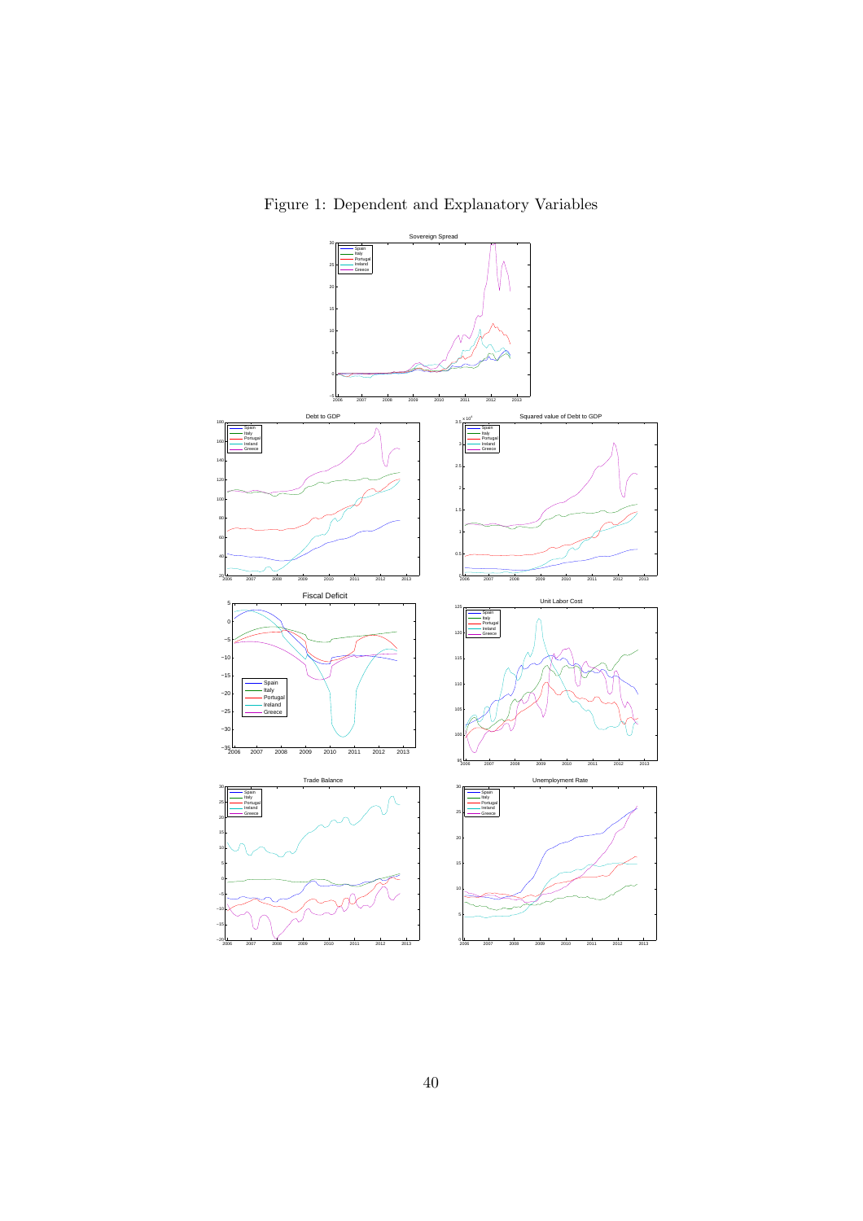# Figure 1: Dependent and Explanatory Variables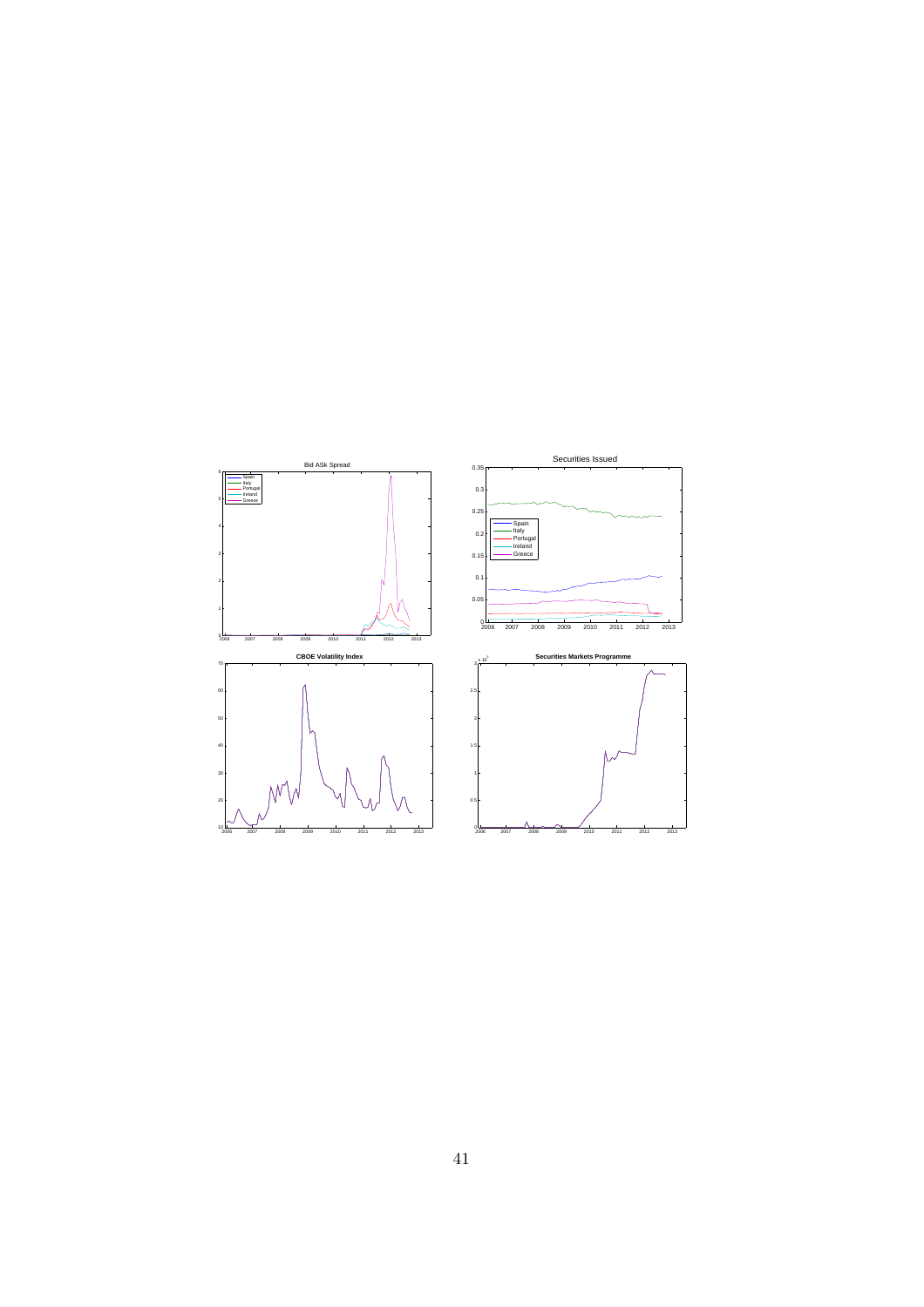Bid ASk Spread

Spain
Italy
Portugal
Ireland
Greece

Securities Issued

Spain
Italy
Portugal
Ireland
Greece

CBOE Volatility Index

Securities Markets Programme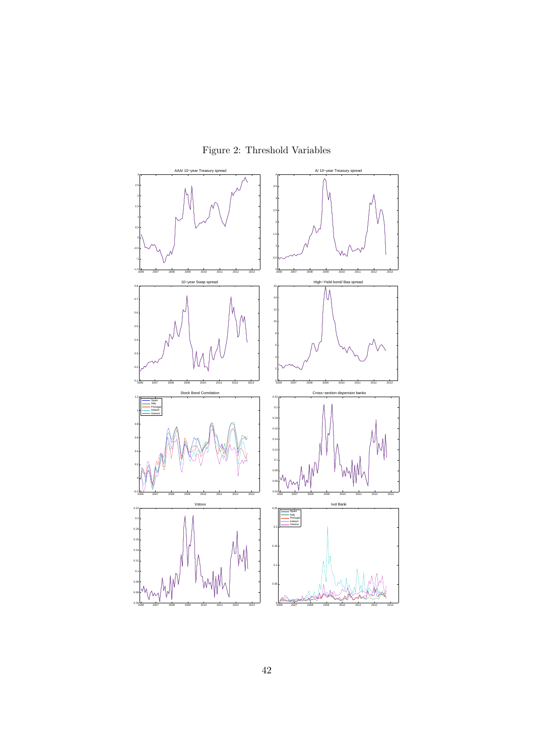Figure 2: Threshold Variables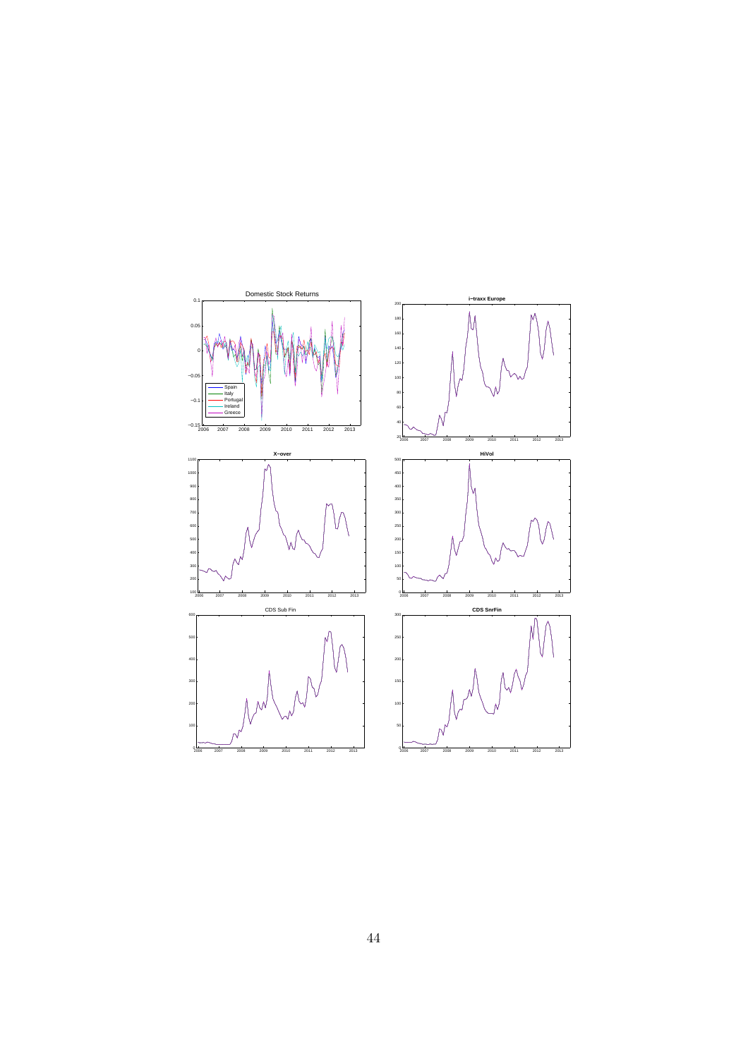Domestic Stock Returns

0.1
0.05
0
−0.05
−0.1
−0.15

2006 2007 2008 2009 2010 2011 2012 2013

Spain
Italy
Portugal
Ireland
Greece

**i−traxx Europe**

200 180 160 140 120 100 80 60 40 20

2006 2007 2008 2009 2010 2011 2012 2013

**X−over**

1100 1000 900 800 700 600 500 400 300 200 100

2006 2007 2008 2009 2010 2011 2012 2013

**HiVol**

500 450 400 350 300 250 200 150 100 50 0

2006 2007 2008 2009 2010 2011 2012 2013

CDS Sub Fin

600 500 400 300 200 100 0

2006 2007 2008 2009 2010 2011 2012 2013

**CDS SnrFin**

300 250 200 150 100 50 0

2006 2007 2008 2009 2010 2011 2012 2013